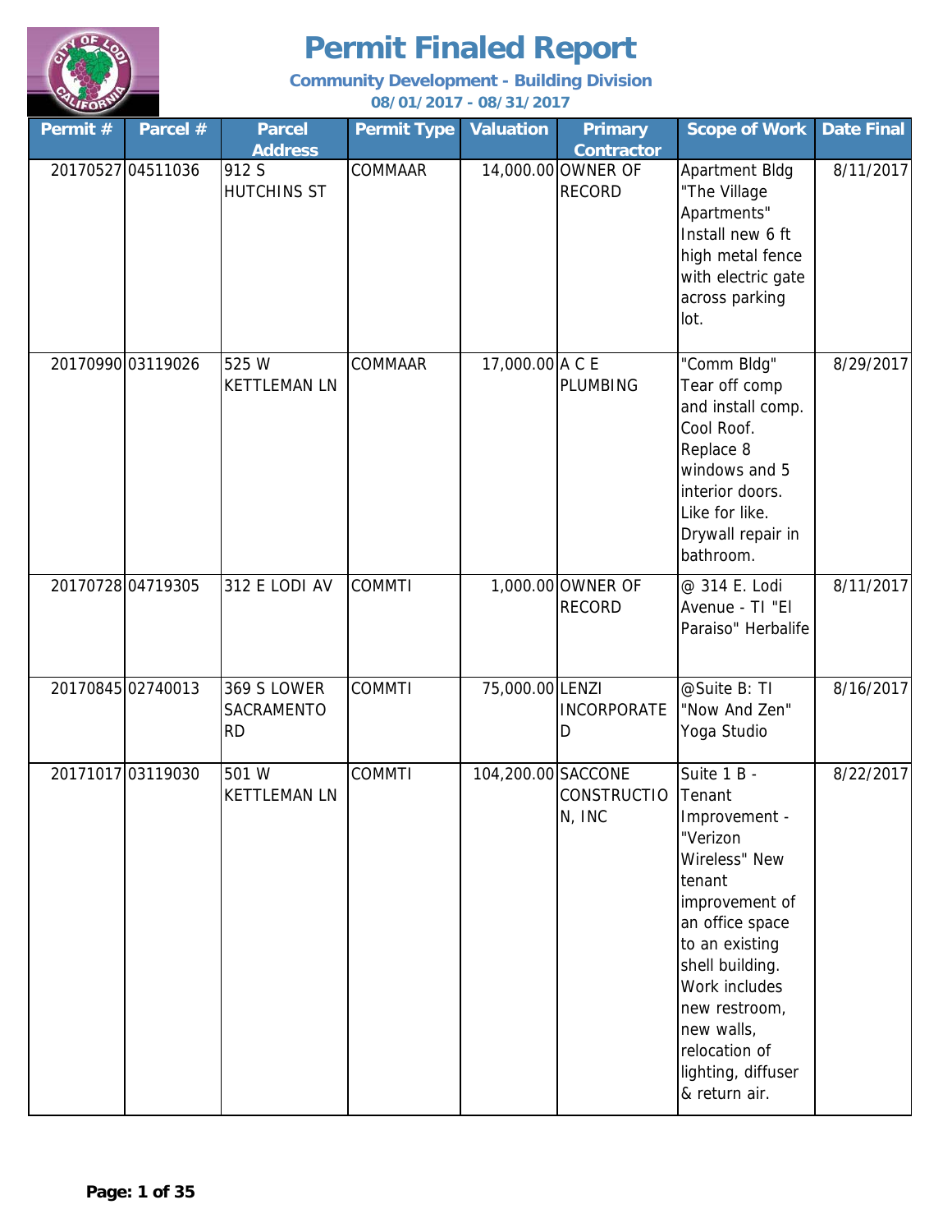# Permit Finaled Report

**Community Development - Building Division**

**08/01/2017 - 08/31/2017**

| Permit # | Parcel # | Parcel Address | Permit Type | Valuation | Primary Contractor | Scope of Work | Date Final |
|---|---|---|---|---|---|---|---|
| 20170527 | 04511036 | 912 S HUTCHINS ST | COMMAAR | 14,000.00 | OWNER OF RECORD | Apartment Bldg "The Village Apartments" Install new 6 ft high metal fence with electric gate across parking lot. | 8/11/2017 |
| 20170990 | 03119026 | 525 W KETTLEMAN LN | COMMAAR | 17,000.00 | A C E PLUMBING | "Comm Bldg" Tear off comp and install comp. Cool Roof. Replace 8 windows and 5 interior doors. Like for like. Drywall repair in bathroom. | 8/29/2017 |
| 20170728 | 04719305 | 312 E LODI AV | COMMTI | 1,000.00 | OWNER OF RECORD | @ 314 E. Lodi Avenue - TI "El Paraiso" Herbalife | 8/11/2017 |
| 20170845 | 02740013 | 369 S LOWER SACRAMENTO RD | COMMTI | 75,000.00 | LENZI INCORPORATED | @Suite B: TI "Now And Zen" Yoga Studio | 8/16/2017 |
| 20171017 | 03119030 | 501 W KETTLEMAN LN | COMMTI | 104,200.00 | SACCONE CONSTRUCTION, INC | Suite 1 B - Tenant Improvement - "Verizon Wireless" New tenant improvement of an office space to an existing shell building. Work includes new restroom, new walls, relocation of lighting, diffuser & return air. | 8/22/2017 |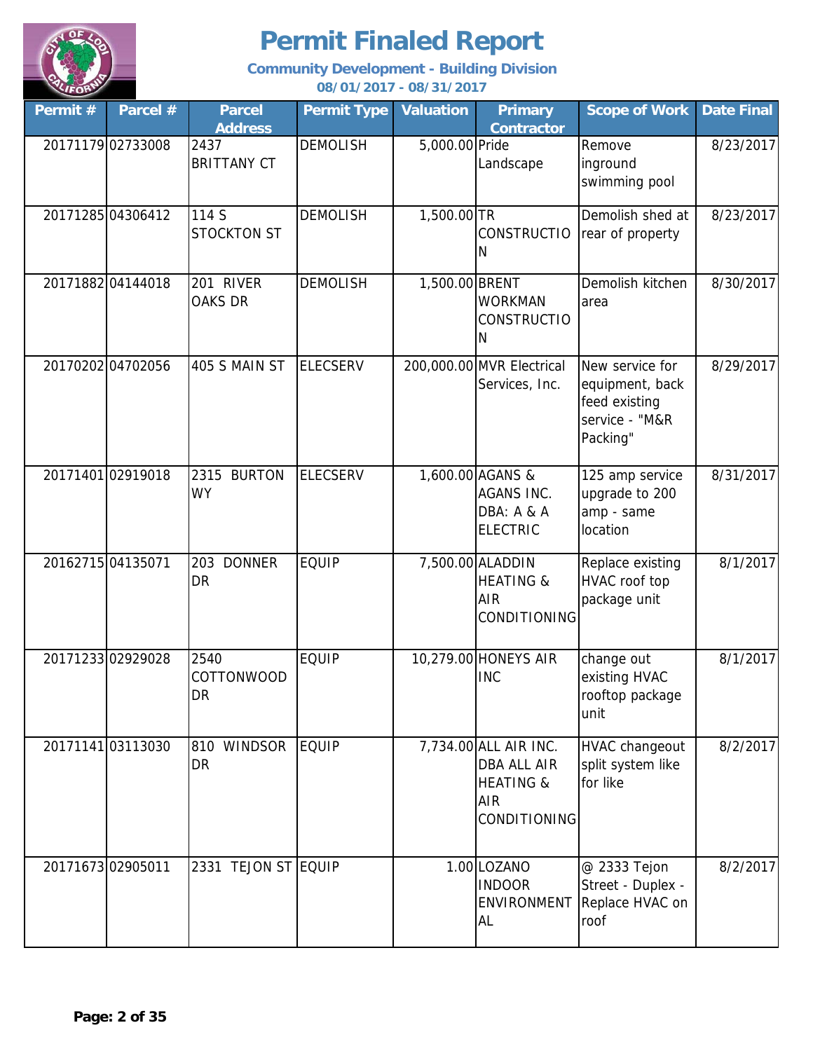# Permit Finaled Report

**Community Development - Building Division**

**08/01/2017 - 08/31/2017**

| Permit # | Parcel # | Parcel Address | Permit Type | Valuation | Primary Contractor | Scope of Work | Date Final |
|---|---|---|---|---|---|---|---|
| 20171179 | 02733008 | 2437 BRITTANY CT | DEMOLISH | 5,000.00 | Pride Landscape | Remove inground swimming pool | 8/23/2017 |
| 20171285 | 04306412 | 114 S STOCKTON ST | DEMOLISH | 1,500.00 | TR CONSTRUCTION | Demolish shed at rear of property | 8/23/2017 |
| 20171882 | 04144018 | 201 RIVER OAKS DR | DEMOLISH | 1,500.00 | BRENT WORKMAN CONSTRUCTION | Demolish kitchen area | 8/30/2017 |
| 20170202 | 04702056 | 405 S MAIN ST | ELECSERV | 200,000.00 | MVR Electrical Services, Inc. | New service for equipment, back feed existing service - "M&R Packing" | 8/29/2017 |
| 20171401 | 02919018 | 2315 BURTON WY | ELECSERV | 1,600.00 | AGANS & AGANS INC. DBA: A & A ELECTRIC | 125 amp service upgrade to 200 amp - same location | 8/31/2017 |
| 20162715 | 04135071 | 203 DONNER DR | EQUIP | 7,500.00 | ALADDIN HEATING & AIR CONDITIONING | Replace existing HVAC roof top package unit | 8/1/2017 |
| 20171233 | 02929028 | 2540 COTTONWOOD DR | EQUIP | 10,279.00 | HONEYS AIR INC | change out existing HVAC rooftop package unit | 8/1/2017 |
| 20171141 | 03113030 | 810 WINDSOR DR | EQUIP | 7,734.00 | ALL AIR INC. DBA ALL AIR HEATING & AIR CONDITIONING | HVAC changeout split system like for like | 8/2/2017 |
| 20171673 | 02905011 | 2331 TEJON ST | EQUIP | 1.00 | LOZANO INDOOR ENVIRONMENTAL | @ 2333 Tejon Street - Duplex - Replace HVAC on roof | 8/2/2017 |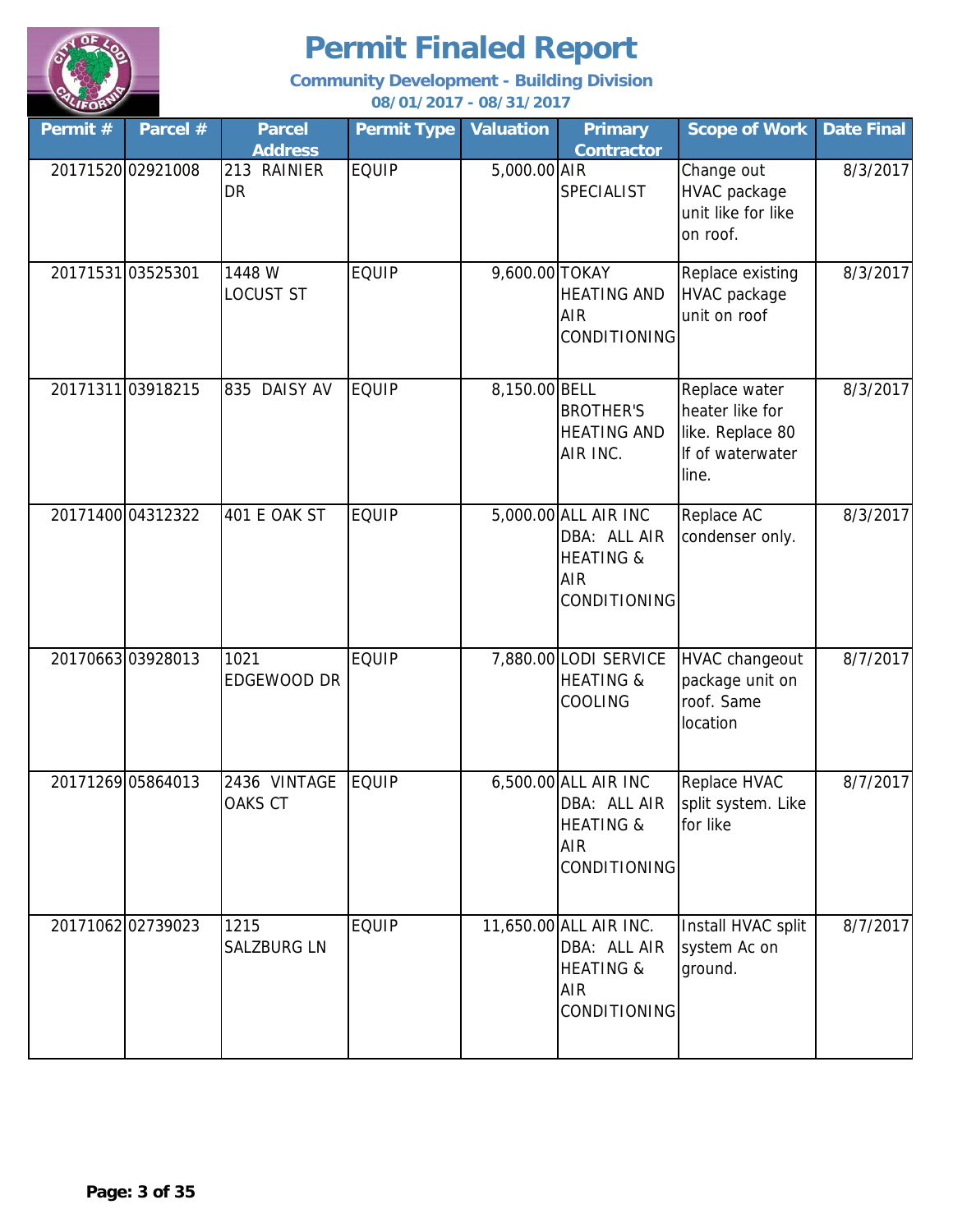# Permit Finaled Report

**Community Development - Building Division**

**08/01/2017 - 08/31/2017**

| Permit # | Parcel # | Parcel Address | Permit Type | Valuation | Primary Contractor | Scope of Work | Date Final |
|---|---|---|---|---|---|---|---|
| 20171520 | 02921008 | 213 RAINIER DR | EQUIP | 5,000.00 | AIR SPECIALIST | Change out HVAC package unit like for like on roof. | 8/3/2017 |
| 20171531 | 03525301 | 1448 W LOCUST ST | EQUIP | 9,600.00 | TOKAY HEATING AND AIR CONDITIONING | Replace existing HVAC package unit on roof | 8/3/2017 |
| 20171311 | 03918215 | 835 DAISY AV | EQUIP | 8,150.00 | BELL BROTHER'S HEATING AND AIR INC. | Replace water heater like for like. Replace 80 lf of waterwater line. | 8/3/2017 |
| 20171400 | 04312322 | 401 E OAK ST | EQUIP | 5,000.00 | ALL AIR INC DBA: ALL AIR HEATING & AIR CONDITIONING | Replace AC condenser only. | 8/3/2017 |
| 20170663 | 03928013 | 1021 EDGEWOOD DR | EQUIP | 7,880.00 | LODI SERVICE HEATING & COOLING | HVAC changeout package unit on roof. Same location | 8/7/2017 |
| 20171269 | 05864013 | 2436 VINTAGE OAKS CT | EQUIP | 6,500.00 | ALL AIR INC DBA: ALL AIR HEATING & AIR CONDITIONING | Replace HVAC split system. Like for like | 8/7/2017 |
| 20171062 | 02739023 | 1215 SALZBURG LN | EQUIP | 11,650.00 | ALL AIR INC. DBA: ALL AIR HEATING & AIR CONDITIONING | Install HVAC split system Ac on ground. | 8/7/2017 |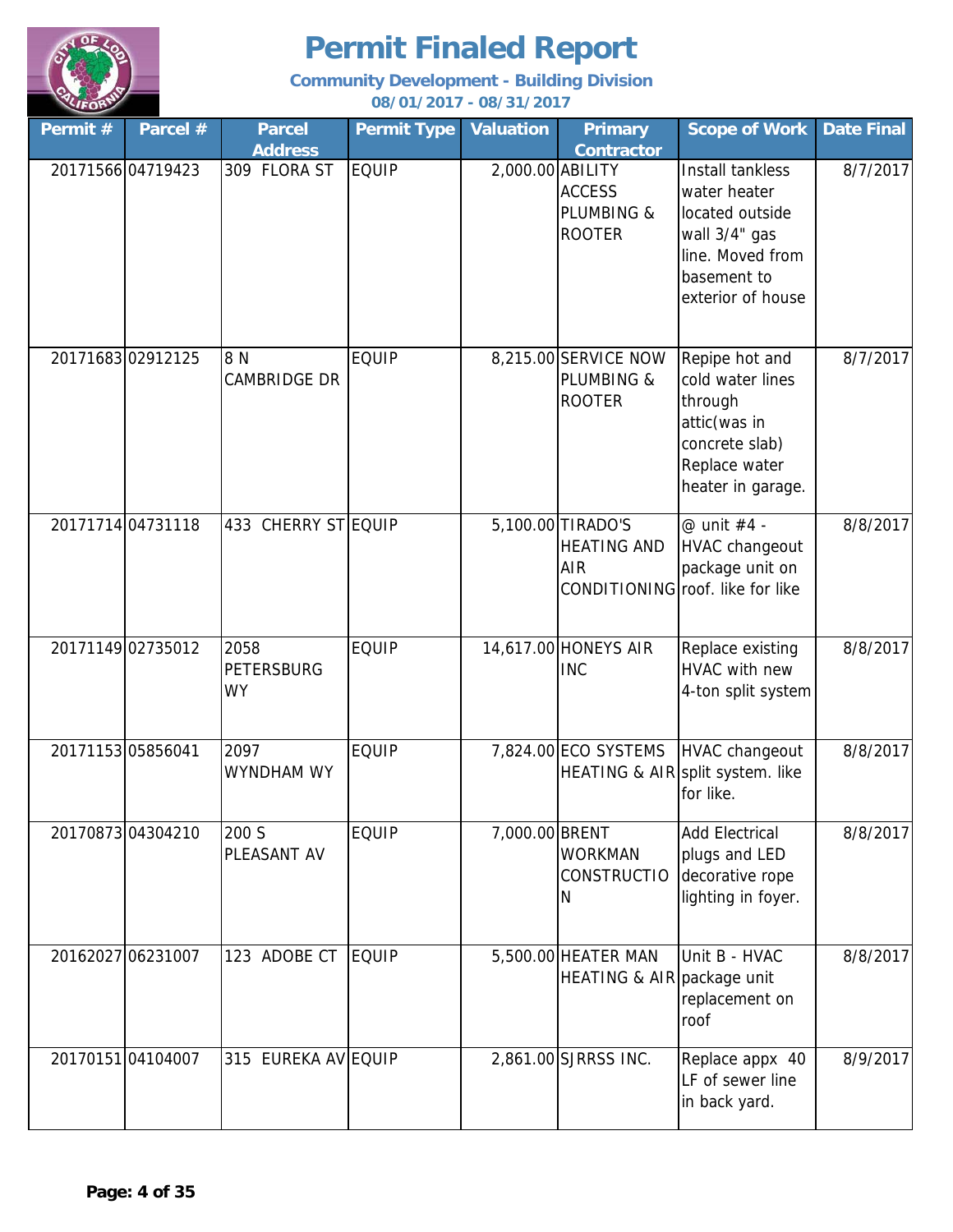# Permit Finaled Report

**Community Development - Building Division**

**08/01/2017 - 08/31/2017**

| Permit # | Parcel # | Parcel Address | Permit Type | Valuation | Primary Contractor | Scope of Work | Date Final |
|---|---|---|---|---|---|---|---|
| 20171566 | 04719423 | 309 FLORA ST | EQUIP | 2,000.00 | ABILITY ACCESS PLUMBING & ROOTER | Install tankless water heater located outside wall 3/4" gas line. Moved from basement to exterior of house | 8/7/2017 |
| 20171683 | 02912125 | 8 N CAMBRIDGE DR | EQUIP | 8,215.00 | SERVICE NOW PLUMBING & ROOTER | Repipe hot and cold water lines through attic(was in concrete slab) Replace water heater in garage. | 8/7/2017 |
| 20171714 | 04731118 | 433 CHERRY ST | EQUIP | 5,100.00 | TIRADO'S HEATING AND AIR CONDITIONING | @ unit #4 - HVAC changeout package unit on roof. like for like | 8/8/2017 |
| 20171149 | 02735012 | 2058 PETERSBURG WY | EQUIP | 14,617.00 | HONEYS AIR INC | Replace existing HVAC with new 4-ton split system | 8/8/2017 |
| 20171153 | 05856041 | 2097 WYNDHAM WY | EQUIP | 7,824.00 | ECO SYSTEMS HEATING & AIR | HVAC changeout split system. like for like. | 8/8/2017 |
| 20170873 | 04304210 | 200 S PLEASANT AV | EQUIP | 7,000.00 | BRENT WORKMAN CONSTRUCTION | Add Electrical plugs and LED decorative rope lighting in foyer. | 8/8/2017 |
| 20162027 | 06231007 | 123 ADOBE CT | EQUIP | 5,500.00 | HEATER MAN HEATING & AIR | Unit B - HVAC package unit replacement on roof | 8/8/2017 |
| 20170151 | 04104007 | 315 EUREKA AV | EQUIP | 2,861.00 | SJRRSS INC. | Replace appx 40 LF of sewer line in back yard. | 8/9/2017 |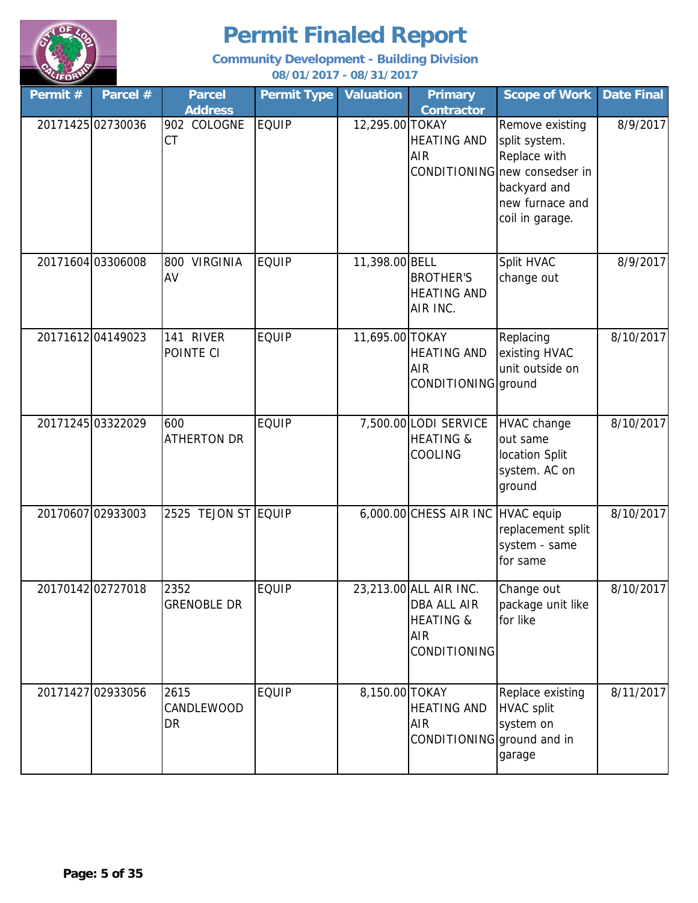# Permit Finaled Report

**Community Development - Building Division**

**08/01/2017 - 08/31/2017**

| Permit # | Parcel # | Parcel Address | Permit Type | Valuation | Primary Contractor | Scope of Work | Date Final |
|---|---|---|---|---|---|---|---|
| 20171425 | 02730036 | 902 COLOGNE CT | EQUIP | 12,295.00 | TOKAY HEATING AND AIR CONDITIONING | Remove existing split system. Replace with new consedser in backyard and new furnace and coil in garage. | 8/9/2017 |
| 20171604 | 03306008 | 800 VIRGINIA AV | EQUIP | 11,398.00 | BELL BROTHER'S HEATING AND AIR INC. | Split HVAC change out | 8/9/2017 |
| 20171612 | 04149023 | 141 RIVER POINTE CI | EQUIP | 11,695.00 | TOKAY HEATING AND AIR CONDITIONING | Replacing existing HVAC unit outside on ground | 8/10/2017 |
| 20171245 | 03322029 | 600 ATHERTON DR | EQUIP | 7,500.00 | LODI SERVICE HEATING & COOLING | HVAC change out same location Split system. AC on ground | 8/10/2017 |
| 20170607 | 02933003 | 2525 TEJON ST | EQUIP | 6,000.00 | CHESS AIR INC | HVAC equip replacement split system - same for same | 8/10/2017 |
| 20170142 | 02727018 | 2352 GRENOBLE DR | EQUIP | 23,213.00 | ALL AIR INC. DBA ALL AIR HEATING & AIR CONDITIONING | Change out package unit like for like | 8/10/2017 |
| 20171427 | 02933056 | 2615 CANDLEWOOD DR | EQUIP | 8,150.00 | TOKAY HEATING AND AIR CONDITIONING | Replace existing HVAC split system on ground and in garage | 8/11/2017 |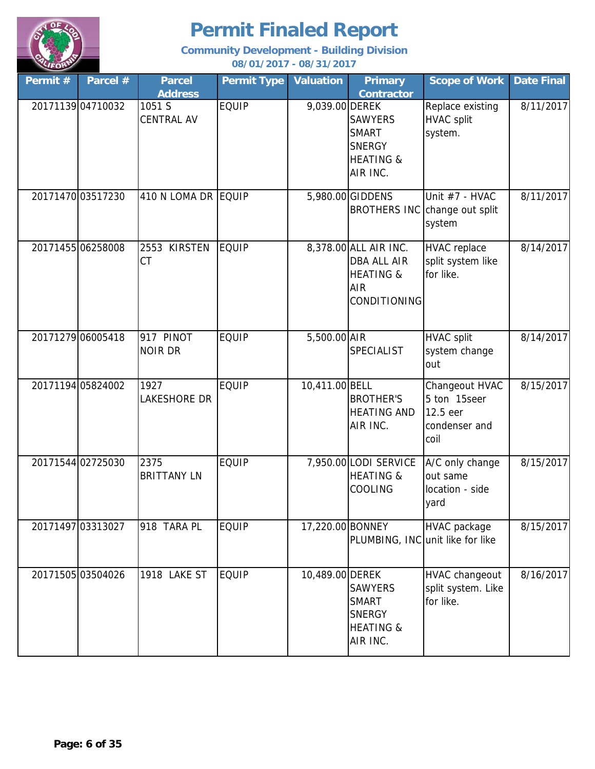# Permit Finaled Report

**Community Development - Building Division**

**08/01/2017 - 08/31/2017**

| Permit # | Parcel # | Parcel Address | Permit Type | Valuation | Primary Contractor | Scope of Work | Date Final |
|---|---|---|---|---|---|---|---|
| 20171139 | 04710032 | 1051 S CENTRAL AV | EQUIP | 9,039.00 | DEREK SAWYERS SMART SNERGY HEATING & AIR INC. | Replace existing HVAC split system. | 8/11/2017 |
| 20171470 | 03517230 | 410 N LOMA DR | EQUIP | 5,980.00 | GIDDENS BROTHERS INC | Unit #7 - HVAC change out split system | 8/11/2017 |
| 20171455 | 06258008 | 2553 KIRSTEN CT | EQUIP | 8,378.00 | ALL AIR INC. DBA ALL AIR HEATING & AIR CONDITIONING | HVAC replace split system like for like. | 8/14/2017 |
| 20171279 | 06005418 | 917 PINOT NOIR DR | EQUIP | 5,500.00 | AIR SPECIALIST | HVAC split system change out | 8/14/2017 |
| 20171194 | 05824002 | 1927 LAKESHORE DR | EQUIP | 10,411.00 | BELL BROTHER'S HEATING AND AIR INC. | Changeout HVAC 5 ton 15seer 12.5 eer condenser and coil | 8/15/2017 |
| 20171544 | 02725030 | 2375 BRITTANY LN | EQUIP | 7,950.00 | LODI SERVICE HEATING & COOLING | A/C only change out same location - side yard | 8/15/2017 |
| 20171497 | 03313027 | 918 TARA PL | EQUIP | 17,220.00 | BONNEY PLUMBING, INC | HVAC package unit like for like | 8/15/2017 |
| 20171505 | 03504026 | 1918 LAKE ST | EQUIP | 10,489.00 | DEREK SAWYERS SMART SNERGY HEATING & AIR INC. | HVAC changeout split system. Like for like. | 8/16/2017 |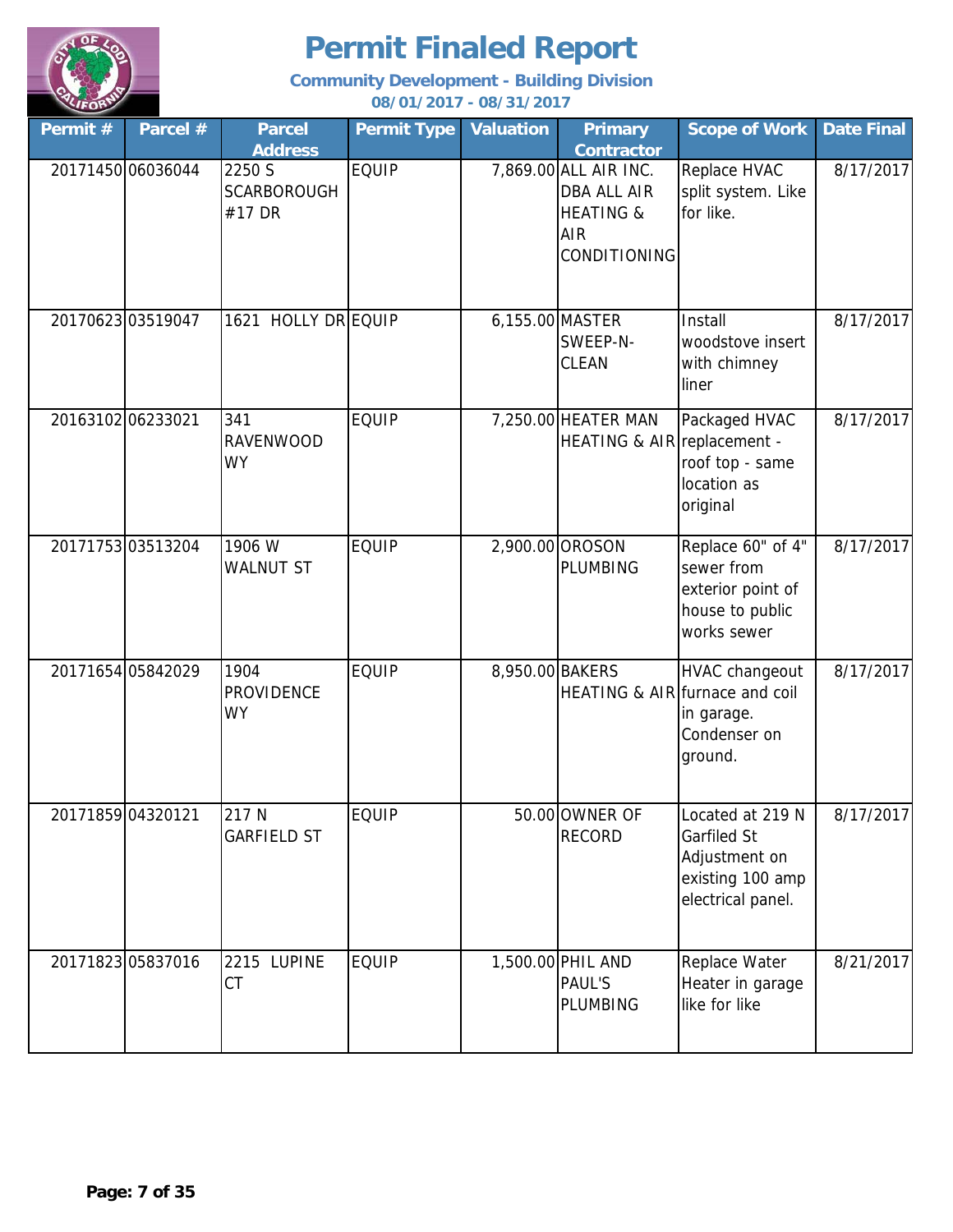# Permit Finaled Report

**Community Development - Building Division**

**08/01/2017 - 08/31/2017**

| Permit # | Parcel # | Parcel Address | Permit Type | Valuation | Primary Contractor | Scope of Work | Date Final |
|---|---|---|---|---|---|---|---|
| 20171450 | 06036044 | 2250 S SCARBOROUGH #17 DR | EQUIP | 7,869.00 | ALL AIR INC. DBA ALL AIR HEATING & AIR CONDITIONING | Replace HVAC split system. Like for like. | 8/17/2017 |
| 20170623 | 03519047 | 1621 HOLLY DR | EQUIP | 6,155.00 | MASTER SWEEP-N-CLEAN | Install woodstove insert with chimney liner | 8/17/2017 |
| 20163102 | 06233021 | 341 RAVENWOOD WY | EQUIP | 7,250.00 | HEATER MAN HEATING & AIR | Packaged HVAC replacement - roof top - same location as original | 8/17/2017 |
| 20171753 | 03513204 | 1906 W WALNUT ST | EQUIP | 2,900.00 | OROSON PLUMBING | Replace 60" of 4" sewer from exterior point of house to public works sewer | 8/17/2017 |
| 20171654 | 05842029 | 1904 PROVIDENCE WY | EQUIP | 8,950.00 | BAKERS HEATING & AIR | HVAC changeout furnace and coil in garage. Condenser on ground. | 8/17/2017 |
| 20171859 | 04320121 | 217 N GARFIELD ST | EQUIP | 50.00 | OWNER OF RECORD | Located at 219 N Garfiled St Adjustment on existing 100 amp electrical panel. | 8/17/2017 |
| 20171823 | 05837016 | 2215 LUPINE CT | EQUIP | 1,500.00 | PHIL AND PAUL'S PLUMBING | Replace Water Heater in garage like for like | 8/21/2017 |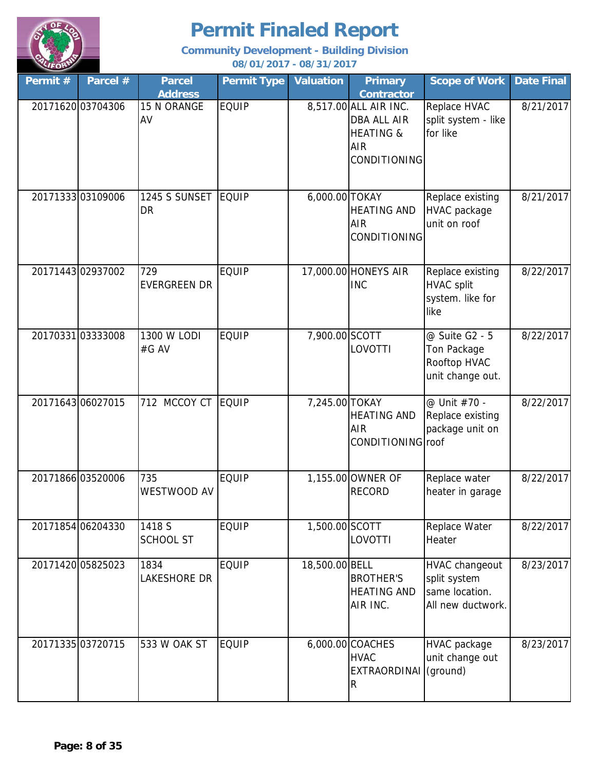# Permit Finaled Report

**Community Development - Building Division**

**08/01/2017 - 08/31/2017**

| Permit # | Parcel # | Parcel Address | Permit Type | Valuation | Primary Contractor | Scope of Work | Date Final |
|---|---|---|---|---|---|---|---|
| 20171620 | 03704306 | 15 N ORANGE AV | EQUIP | 8,517.00 | ALL AIR INC. DBA ALL AIR HEATING & AIR CONDITIONING | Replace HVAC split system - like for like | 8/21/2017 |
| 20171333 | 03109006 | 1245 S SUNSET DR | EQUIP | 6,000.00 | TOKAY HEATING AND AIR CONDITIONING | Replace existing HVAC package unit on roof | 8/21/2017 |
| 20171443 | 02937002 | 729 EVERGREEN DR | EQUIP | 17,000.00 | HONEYS AIR INC | Replace existing HVAC split system. like for like | 8/22/2017 |
| 20170331 | 03333008 | 1300 W LODI #G AV | EQUIP | 7,900.00 | SCOTT LOVOTTI | @ Suite G2 - 5 Ton Package Rooftop HVAC unit change out. | 8/22/2017 |
| 20171643 | 06027015 | 712 MCCOY CT | EQUIP | 7,245.00 | TOKAY HEATING AND AIR CONDITIONING | @ Unit #70 - Replace existing package unit on roof | 8/22/2017 |
| 20171866 | 03520006 | 735 WESTWOOD AV | EQUIP | 1,155.00 | OWNER OF RECORD | Replace water heater in garage | 8/22/2017 |
| 20171854 | 06204330 | 1418 S SCHOOL ST | EQUIP | 1,500.00 | SCOTT LOVOTTI | Replace Water Heater | 8/22/2017 |
| 20171420 | 05825023 | 1834 LAKESHORE DR | EQUIP | 18,500.00 | BELL BROTHER'S HEATING AND AIR INC. | HVAC changeout split system same location. All new ductwork. | 8/23/2017 |
| 20171335 | 03720715 | 533 W OAK ST | EQUIP | 6,000.00 | COACHES HVAC EXTRAORDINAIR | HVAC package unit change out (ground) | 8/23/2017 |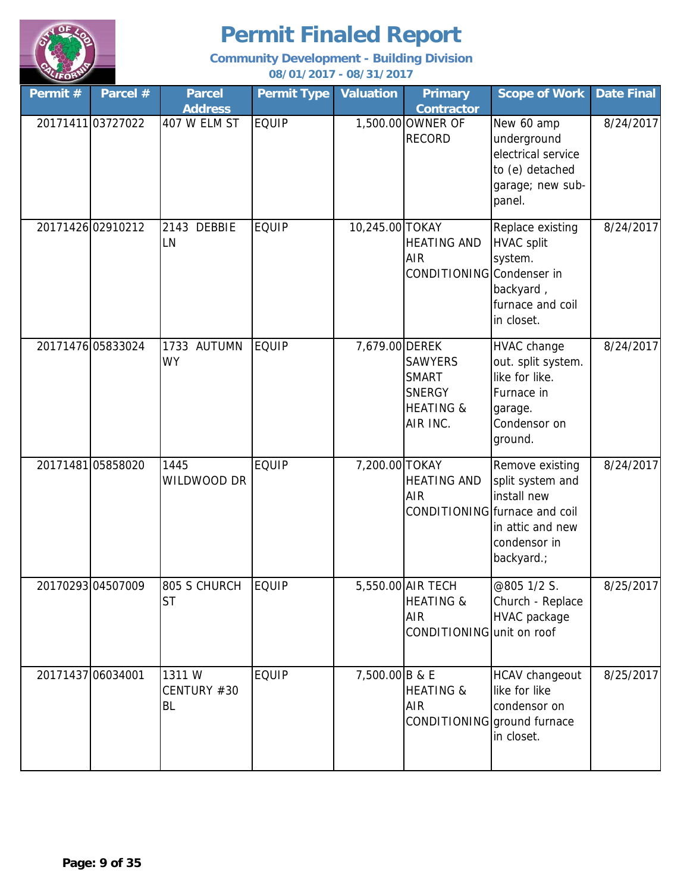# Permit Finaled Report

**Community Development - Building Division**

**08/01/2017 - 08/31/2017**

| Permit # | Parcel # | Parcel Address | Permit Type | Valuation | Primary Contractor | Scope of Work | Date Final |
|---|---|---|---|---|---|---|---|
| 20171411 | 03727022 | 407 W ELM ST | EQUIP | 1,500.00 | OWNER OF RECORD | New 60 amp underground electrical service to (e) detached garage; new sub-panel. | 8/24/2017 |
| 20171426 | 02910212 | 2143 DEBBIE LN | EQUIP | 10,245.00 | TOKAY HEATING AND AIR CONDITIONING | Replace existing HVAC split system. Condenser in backyard , furnace and coil in closet. | 8/24/2017 |
| 20171476 | 05833024 | 1733 AUTUMN WY | EQUIP | 7,679.00 | DEREK SAWYERS SMART SNERGY HEATING & AIR INC. | HVAC change out. split system. like for like. Furnace in garage. Condensor on ground. | 8/24/2017 |
| 20171481 | 05858020 | 1445 WILDWOOD DR | EQUIP | 7,200.00 | TOKAY HEATING AND AIR CONDITIONING | Remove existing split system and install new furnace and coil in attic and new condensor in backyard.; | 8/24/2017 |
| 20170293 | 04507009 | 805 S CHURCH ST | EQUIP | 5,550.00 | AIR TECH HEATING & AIR CONDITIONING | @805 1/2 S. Church - Replace HVAC package unit on roof | 8/25/2017 |
| 20171437 | 06034001 | 1311 W CENTURY #30 BL | EQUIP | 7,500.00 | B & E HEATING & AIR CONDITIONING | HCAV changeout like for like condensor on ground furnace in closet. | 8/25/2017 |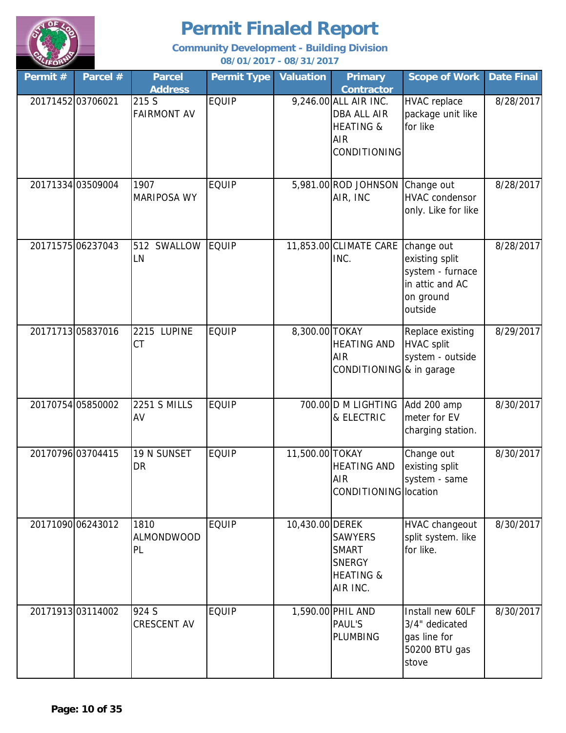# Permit Finaled Report

**Community Development - Building Division**

**08/01/2017 - 08/31/2017**

| Permit # | Parcel # | Parcel Address | Permit Type | Valuation | Primary Contractor | Scope of Work | Date Final |
|---|---|---|---|---|---|---|---|
| 20171452 | 03706021 | 215 S FAIRMONT AV | EQUIP | 9,246.00 | ALL AIR INC. DBA ALL AIR HEATING & AIR CONDITIONING | HVAC replace package unit like for like | 8/28/2017 |
| 20171334 | 03509004 | 1907 MARIPOSA WY | EQUIP | 5,981.00 | ROD JOHNSON AIR, INC | Change out HVAC condensor only. Like for like | 8/28/2017 |
| 20171575 | 06237043 | 512 SWALLOW LN | EQUIP | 11,853.00 | CLIMATE CARE INC. | change out existing split system - furnace in attic and AC on ground outside | 8/28/2017 |
| 20171713 | 05837016 | 2215 LUPINE CT | EQUIP | 8,300.00 | TOKAY HEATING AND AIR CONDITIONING | Replace existing HVAC split system - outside & in garage | 8/29/2017 |
| 20170754 | 05850002 | 2251 S MILLS AV | EQUIP | 700.00 | D M LIGHTING & ELECTRIC | Add 200 amp meter for EV charging station. | 8/30/2017 |
| 20170796 | 03704415 | 19 N SUNSET DR | EQUIP | 11,500.00 | TOKAY HEATING AND AIR CONDITIONING | Change out existing split system - same location | 8/30/2017 |
| 20171090 | 06243012 | 1810 ALMONDWOOD PL | EQUIP | 10,430.00 | DEREK SAWYERS SMART SNERGY HEATING & AIR INC. | HVAC changeout split system. like for like. | 8/30/2017 |
| 20171913 | 03114002 | 924 S CRESCENT AV | EQUIP | 1,590.00 | PHIL AND PAUL'S PLUMBING | Install new 60LF 3/4" dedicated gas line for 50200 BTU gas stove | 8/30/2017 |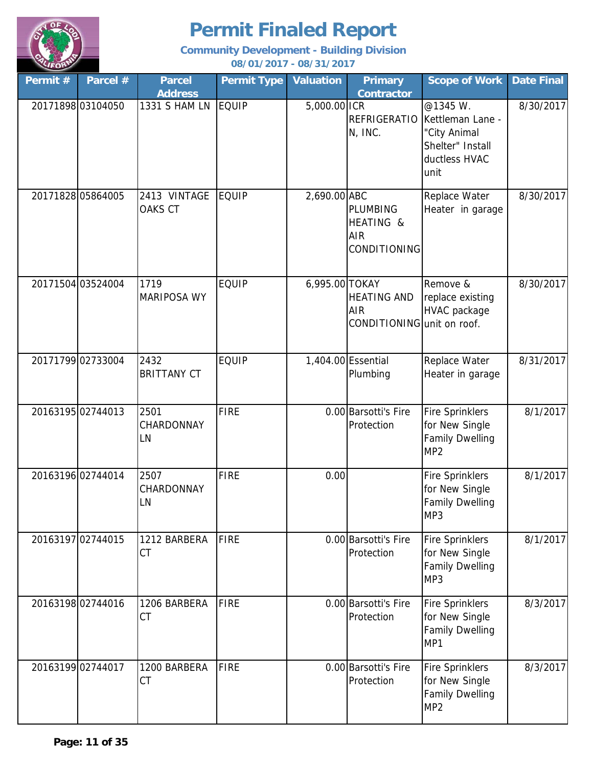# Permit Finaled Report

**Community Development - Building Division**

**08/01/2017 - 08/31/2017**

| Permit # | Parcel # | Parcel Address | Permit Type | Valuation | Primary Contractor | Scope of Work | Date Final |
|---|---|---|---|---|---|---|---|
| 20171898 | 03104050 | 1331 S HAM LN | EQUIP | 5,000.00 | ICR REFRIGERATION, INC. | @1345 W. Kettleman Lane - "City Animal Shelter" Install ductless HVAC unit | 8/30/2017 |
| 20171828 | 05864005 | 2413 VINTAGE OAKS CT | EQUIP | 2,690.00 | ABC PLUMBING HEATING & AIR CONDITIONING | Replace Water Heater in garage | 8/30/2017 |
| 20171504 | 03524004 | 1719 MARIPOSA WY | EQUIP | 6,995.00 | TOKAY HEATING AND AIR CONDITIONING | Remove & replace existing HVAC package unit on roof. | 8/30/2017 |
| 20171799 | 02733004 | 2432 BRITTANY CT | EQUIP | 1,404.00 | Essential Plumbing | Replace Water Heater in garage | 8/31/2017 |
| 20163195 | 02744013 | 2501 CHARDONNAY LN | FIRE | 0.00 | Barsotti's Fire Protection | Fire Sprinklers for New Single Family Dwelling MP2 | 8/1/2017 |
| 20163196 | 02744014 | 2507 CHARDONNAY LN | FIRE | 0.00 | | Fire Sprinklers for New Single Family Dwelling MP3 | 8/1/2017 |
| 20163197 | 02744015 | 1212 BARBERA CT | FIRE | 0.00 | Barsotti's Fire Protection | Fire Sprinklers for New Single Family Dwelling MP3 | 8/1/2017 |
| 20163198 | 02744016 | 1206 BARBERA CT | FIRE | 0.00 | Barsotti's Fire Protection | Fire Sprinklers for New Single Family Dwelling MP1 | 8/3/2017 |
| 20163199 | 02744017 | 1200 BARBERA CT | FIRE | 0.00 | Barsotti's Fire Protection | Fire Sprinklers for New Single Family Dwelling MP2 | 8/3/2017 |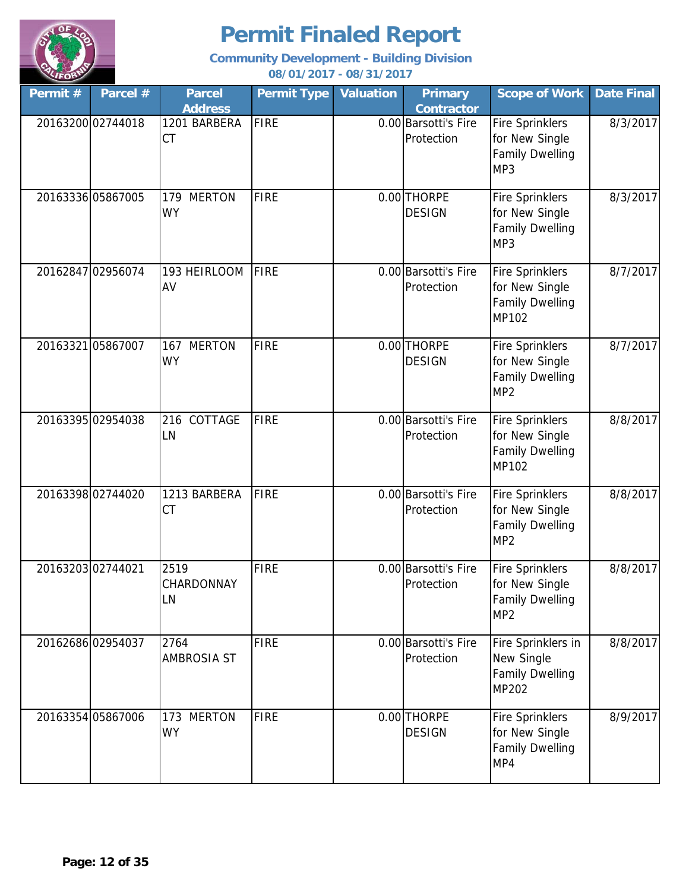# Permit Finaled Report

**Community Development - Building Division**

**08/01/2017 - 08/31/2017**

| Permit # | Parcel # | Parcel Address | Permit Type | Valuation | Primary Contractor | Scope of Work | Date Final |
|---|---|---|---|---|---|---|---|
| 20163200 | 02744018 | 1201 BARBERA CT | FIRE | 0.00 | Barsotti's Fire Protection | Fire Sprinklers for New Single Family Dwelling MP3 | 8/3/2017 |
| 20163336 | 05867005 | 179 MERTON WY | FIRE | 0.00 | THORPE DESIGN | Fire Sprinklers for New Single Family Dwelling MP3 | 8/3/2017 |
| 20162847 | 02956074 | 193 HEIRLOOM AV | FIRE | 0.00 | Barsotti's Fire Protection | Fire Sprinklers for New Single Family Dwelling MP102 | 8/7/2017 |
| 20163321 | 05867007 | 167 MERTON WY | FIRE | 0.00 | THORPE DESIGN | Fire Sprinklers for New Single Family Dwelling MP2 | 8/7/2017 |
| 20163395 | 02954038 | 216 COTTAGE LN | FIRE | 0.00 | Barsotti's Fire Protection | Fire Sprinklers for New Single Family Dwelling MP102 | 8/8/2017 |
| 20163398 | 02744020 | 1213 BARBERA CT | FIRE | 0.00 | Barsotti's Fire Protection | Fire Sprinklers for New Single Family Dwelling MP2 | 8/8/2017 |
| 20163203 | 02744021 | 2519 CHARDONNAY LN | FIRE | 0.00 | Barsotti's Fire Protection | Fire Sprinklers for New Single Family Dwelling MP2 | 8/8/2017 |
| 20162686 | 02954037 | 2764 AMBROSIA ST | FIRE | 0.00 | Barsotti's Fire Protection | Fire Sprinklers in New Single Family Dwelling MP202 | 8/8/2017 |
| 20163354 | 05867006 | 173 MERTON WY | FIRE | 0.00 | THORPE DESIGN | Fire Sprinklers for New Single Family Dwelling MP4 | 8/9/2017 |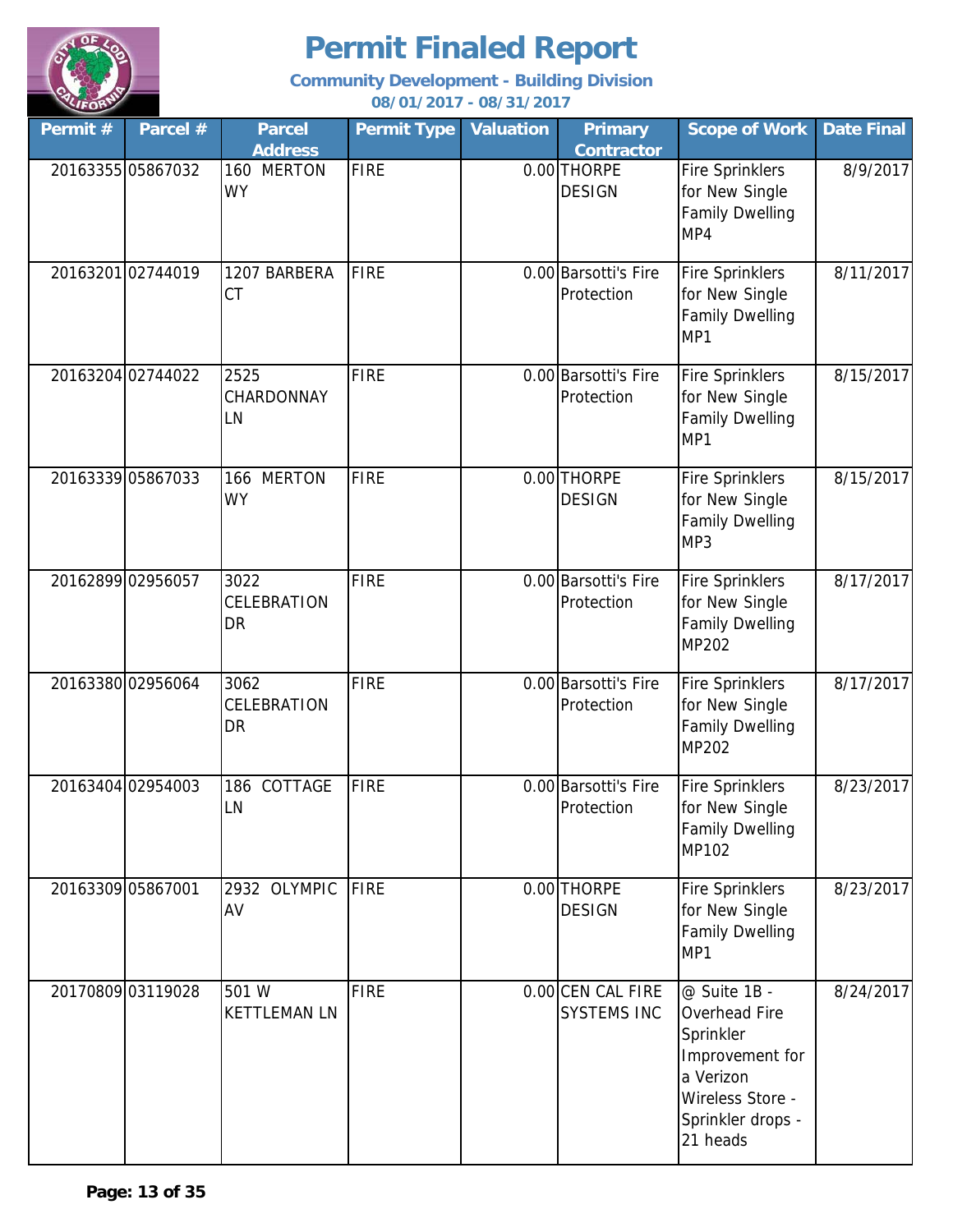# Permit Finaled Report

**Community Development - Building Division**

**08/01/2017 - 08/31/2017**

| Permit # | Parcel # | Parcel Address | Permit Type | Valuation | Primary Contractor | Scope of Work | Date Final |
|---|---|---|---|---|---|---|---|
| 20163355 | 05867032 | 160 MERTON WY | FIRE | 0.00 | THORPE DESIGN | Fire Sprinklers for New Single Family Dwelling MP4 | 8/9/2017 |
| 20163201 | 02744019 | 1207 BARBERA CT | FIRE | 0.00 | Barsotti's Fire Protection | Fire Sprinklers for New Single Family Dwelling MP1 | 8/11/2017 |
| 20163204 | 02744022 | 2525 CHARDONNAY LN | FIRE | 0.00 | Barsotti's Fire Protection | Fire Sprinklers for New Single Family Dwelling MP1 | 8/15/2017 |
| 20163339 | 05867033 | 166 MERTON WY | FIRE | 0.00 | THORPE DESIGN | Fire Sprinklers for New Single Family Dwelling MP3 | 8/15/2017 |
| 20162899 | 02956057 | 3022 CELEBRATION DR | FIRE | 0.00 | Barsotti's Fire Protection | Fire Sprinklers for New Single Family Dwelling MP202 | 8/17/2017 |
| 20163380 | 02956064 | 3062 CELEBRATION DR | FIRE | 0.00 | Barsotti's Fire Protection | Fire Sprinklers for New Single Family Dwelling MP202 | 8/17/2017 |
| 20163404 | 02954003 | 186 COTTAGE LN | FIRE | 0.00 | Barsotti's Fire Protection | Fire Sprinklers for New Single Family Dwelling MP102 | 8/23/2017 |
| 20163309 | 05867001 | 2932 OLYMPIC AV | FIRE | 0.00 | THORPE DESIGN | Fire Sprinklers for New Single Family Dwelling MP1 | 8/23/2017 |
| 20170809 | 03119028 | 501 W KETTLEMAN LN | FIRE | 0.00 | CEN CAL FIRE SYSTEMS INC | @ Suite 1B - Overhead Fire Sprinkler Improvement for a Verizon Wireless Store - Sprinkler drops - 21 heads | 8/24/2017 |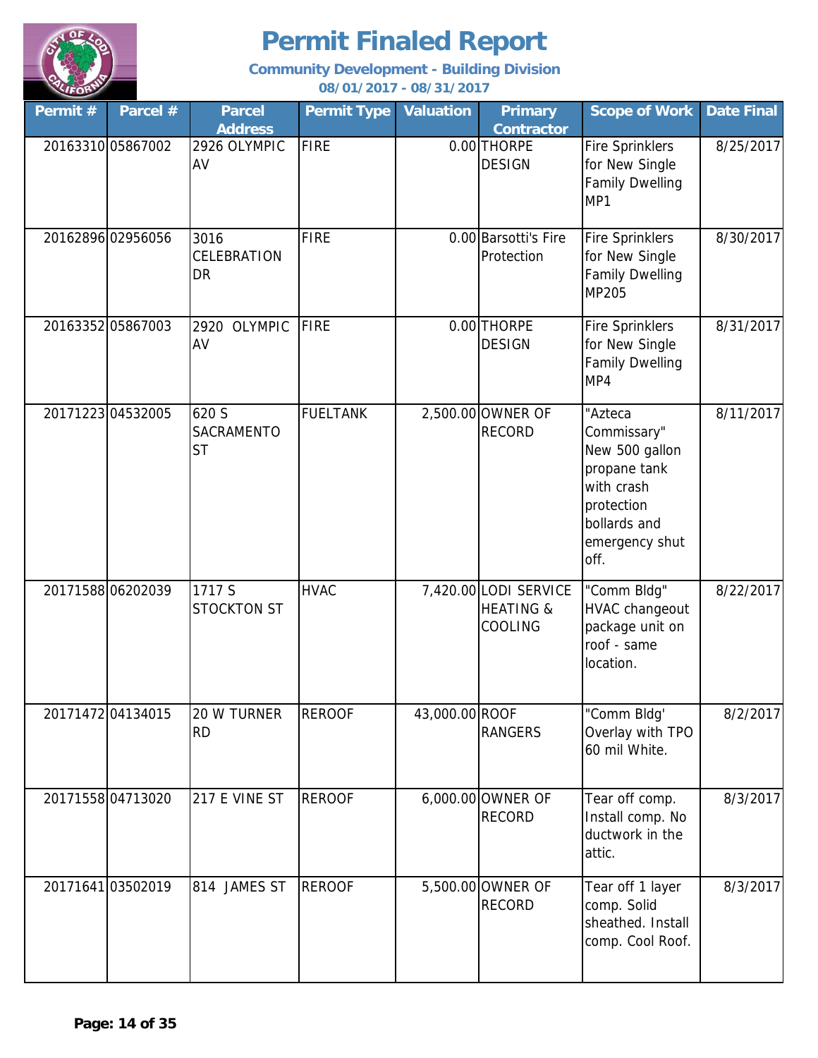# Permit Finaled Report

**Community Development - Building Division**
**08/01/2017 - 08/31/2017**

| Permit # | Parcel # | Parcel Address | Permit Type | Valuation | Primary Contractor | Scope of Work | Date Final |
|---|---|---|---|---|---|---|---|
| 20163310 | 05867002 | 2926 OLYMPIC AV | FIRE | 0.00 | THORPE DESIGN | Fire Sprinklers for New Single Family Dwelling MP1 | 8/25/2017 |
| 20162896 | 02956056 | 3016 CELEBRATION DR | FIRE | 0.00 | Barsotti's Fire Protection | Fire Sprinklers for New Single Family Dwelling MP205 | 8/30/2017 |
| 20163352 | 05867003 | 2920 OLYMPIC AV | FIRE | 0.00 | THORPE DESIGN | Fire Sprinklers for New Single Family Dwelling MP4 | 8/31/2017 |
| 20171223 | 04532005 | 620 S SACRAMENTO ST | FUELTANK | 2,500.00 | OWNER OF RECORD | "Azteca Commissary" New 500 gallon propane tank with crash protection bollards and emergency shut off. | 8/11/2017 |
| 20171588 | 06202039 | 1717 S STOCKTON ST | HVAC | 7,420.00 | LODI SERVICE HEATING & COOLING | "Comm Bldg" HVAC changeout package unit on roof - same location. | 8/22/2017 |
| 20171472 | 04134015 | 20 W TURNER RD | REROOF | 43,000.00 | ROOF RANGERS | "Comm Bldg' Overlay with TPO 60 mil White. | 8/2/2017 |
| 20171558 | 04713020 | 217 E VINE ST | REROOF | 6,000.00 | OWNER OF RECORD | Tear off comp. Install comp. No ductwork in the attic. | 8/3/2017 |
| 20171641 | 03502019 | 814 JAMES ST | REROOF | 5,500.00 | OWNER OF RECORD | Tear off 1 layer comp. Solid sheathed. Install comp. Cool Roof. | 8/3/2017 |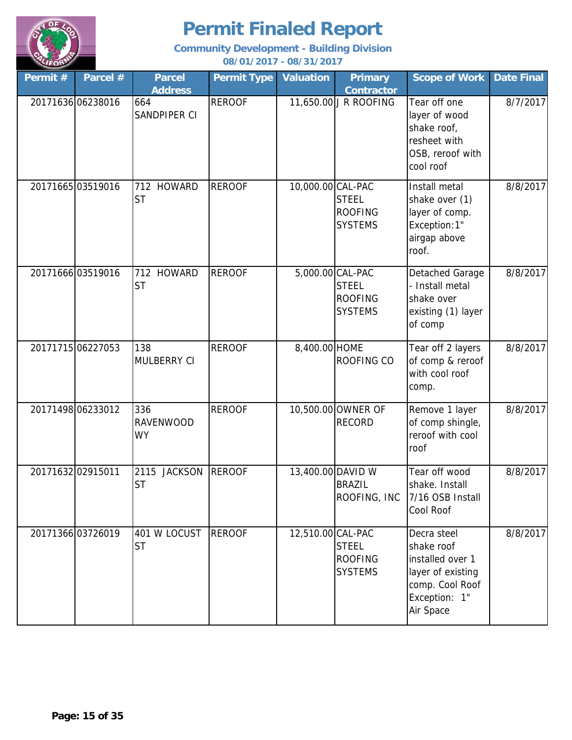# Permit Finaled Report

**Community Development - Building Division**

**08/01/2017 - 08/31/2017**

| Permit # | Parcel # | Parcel Address | Permit Type | Valuation | Primary Contractor | Scope of Work | Date Final |
|---|---|---|---|---|---|---|---|
| 20171636 | 06238016 | 664 SANDPIPER CI | REROOF | 11,650.00 | J R ROOFING | Tear off one layer of wood shake roof, resheet with OSB, reroof with cool roof | 8/7/2017 |
| 20171665 | 03519016 | 712 HOWARD ST | REROOF | 10,000.00 | CAL-PAC STEEL ROOFING SYSTEMS | Install metal shake over (1) layer of comp. Exception:1" airgap above roof. | 8/8/2017 |
| 20171666 | 03519016 | 712 HOWARD ST | REROOF | 5,000.00 | CAL-PAC STEEL ROOFING SYSTEMS | Detached Garage - Install metal shake over existing (1) layer of comp | 8/8/2017 |
| 20171715 | 06227053 | 138 MULBERRY CI | REROOF | 8,400.00 | HOME ROOFING CO | Tear off 2 layers of comp & reroof with cool roof comp. | 8/8/2017 |
| 20171498 | 06233012 | 336 RAVENWOOD WY | REROOF | 10,500.00 | OWNER OF RECORD | Remove 1 layer of comp shingle, reroof with cool roof | 8/8/2017 |
| 20171632 | 02915011 | 2115 JACKSON ST | REROOF | 13,400.00 | DAVID W BRAZIL ROOFING, INC | Tear off wood shake. Install 7/16 OSB Install Cool Roof | 8/8/2017 |
| 20171366 | 03726019 | 401 W LOCUST ST | REROOF | 12,510.00 | CAL-PAC STEEL ROOFING SYSTEMS | Decra steel shake roof installed over 1 layer of existing comp. Cool Roof Exception: 1" Air Space | 8/8/2017 |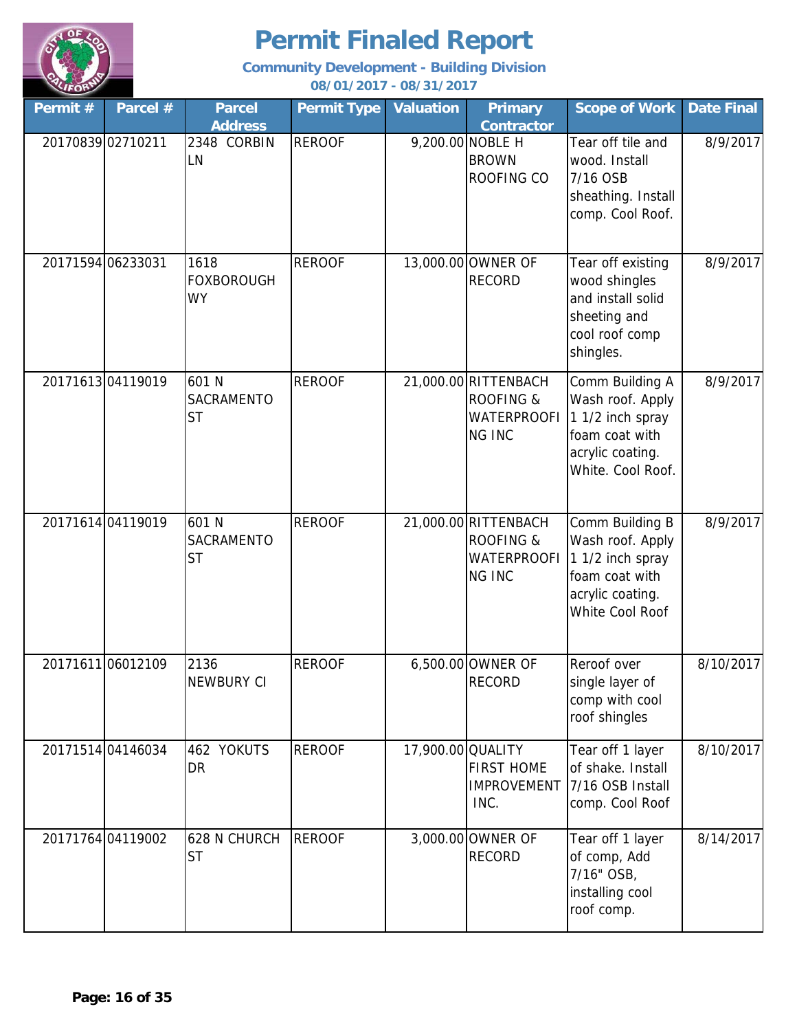# Permit Finaled Report

**Community Development - Building Division**

**08/01/2017 - 08/31/2017**

| Permit # | Parcel # | Parcel Address | Permit Type | Valuation | Primary Contractor | Scope of Work | Date Final |
|---|---|---|---|---|---|---|---|
| 20170839 | 02710211 | 2348 CORBIN LN | REROOF | 9,200.00 | NOBLE H BROWN ROOFING CO | Tear off tile and wood. Install 7/16 OSB sheathing. Install comp. Cool Roof. | 8/9/2017 |
| 20171594 | 06233031 | 1618 FOXBOROUGH WY | REROOF | 13,000.00 | OWNER OF RECORD | Tear off existing wood shingles and install solid sheeting and cool roof comp shingles. | 8/9/2017 |
| 20171613 | 04119019 | 601 N SACRAMENTO ST | REROOF | 21,000.00 | RITTENBACH ROOFING & WATERPROOFING INC | Comm Building A Wash roof. Apply 1 1/2 inch spray foam coat with acrylic coating. White. Cool Roof. | 8/9/2017 |
| 20171614 | 04119019 | 601 N SACRAMENTO ST | REROOF | 21,000.00 | RITTENBACH ROOFING & WATERPROOFING INC | Comm Building B Wash roof. Apply 1 1/2 inch spray foam coat with acrylic coating. White Cool Roof | 8/9/2017 |
| 20171611 | 06012109 | 2136 NEWBURY CI | REROOF | 6,500.00 | OWNER OF RECORD | Reroof over single layer of comp with cool roof shingles | 8/10/2017 |
| 20171514 | 04146034 | 462 YOKUTS DR | REROOF | 17,900.00 | QUALITY FIRST HOME IMPROVEMENT INC. | Tear off 1 layer of shake. Install 7/16 OSB Install comp. Cool Roof | 8/10/2017 |
| 20171764 | 04119002 | 628 N CHURCH ST | REROOF | 3,000.00 | OWNER OF RECORD | Tear off 1 layer of comp, Add 7/16" OSB, installing cool roof comp. | 8/14/2017 |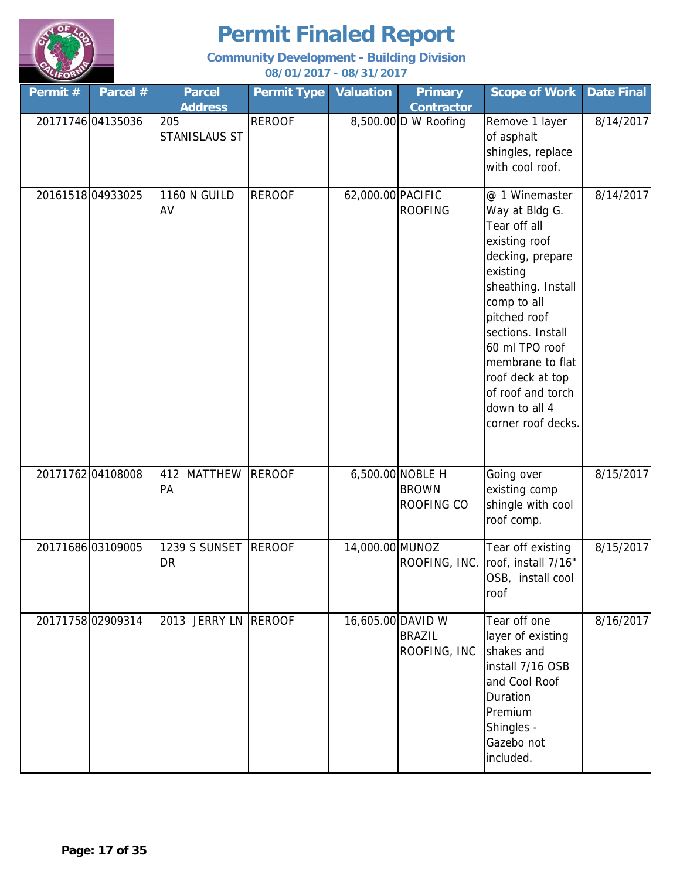# Permit Finaled Report

**Community Development - Building Division**

**08/01/2017 - 08/31/2017**

| Permit # | Parcel # | Parcel Address | Permit Type | Valuation | Primary Contractor | Scope of Work | Date Final |
|---|---|---|---|---|---|---|---|
| 20171746 | 04135036 | 205 STANISLAUS ST | REROOF | 8,500.00 | D W Roofing | Remove 1 layer of asphalt shingles, replace with cool roof. | 8/14/2017 |
| 20161518 | 04933025 | 1160 N GUILD AV | REROOF | 62,000.00 | PACIFIC ROOFING | @ 1 Winemaster Way at Bldg G. Tear off all existing roof decking, prepare existing sheathing. Install comp to all pitched roof sections. Install 60 ml TPO roof membrane to flat roof deck at top of roof and torch down to all 4 corner roof decks. | 8/14/2017 |
| 20171762 | 04108008 | 412 MATTHEW PA | REROOF | 6,500.00 | NOBLE H BROWN ROOFING CO | Going over existing comp shingle with cool roof comp. | 8/15/2017 |
| 20171686 | 03109005 | 1239 S SUNSET DR | REROOF | 14,000.00 | MUNOZ ROOFING, INC. | Tear off existing roof, install 7/16" OSB, install cool roof | 8/15/2017 |
| 20171758 | 02909314 | 2013 JERRY LN | REROOF | 16,605.00 | DAVID W BRAZIL ROOFING, INC | Tear off one layer of existing shakes and install 7/16 OSB and Cool Roof Duration Premium Shingles - Gazebo not included. | 8/16/2017 |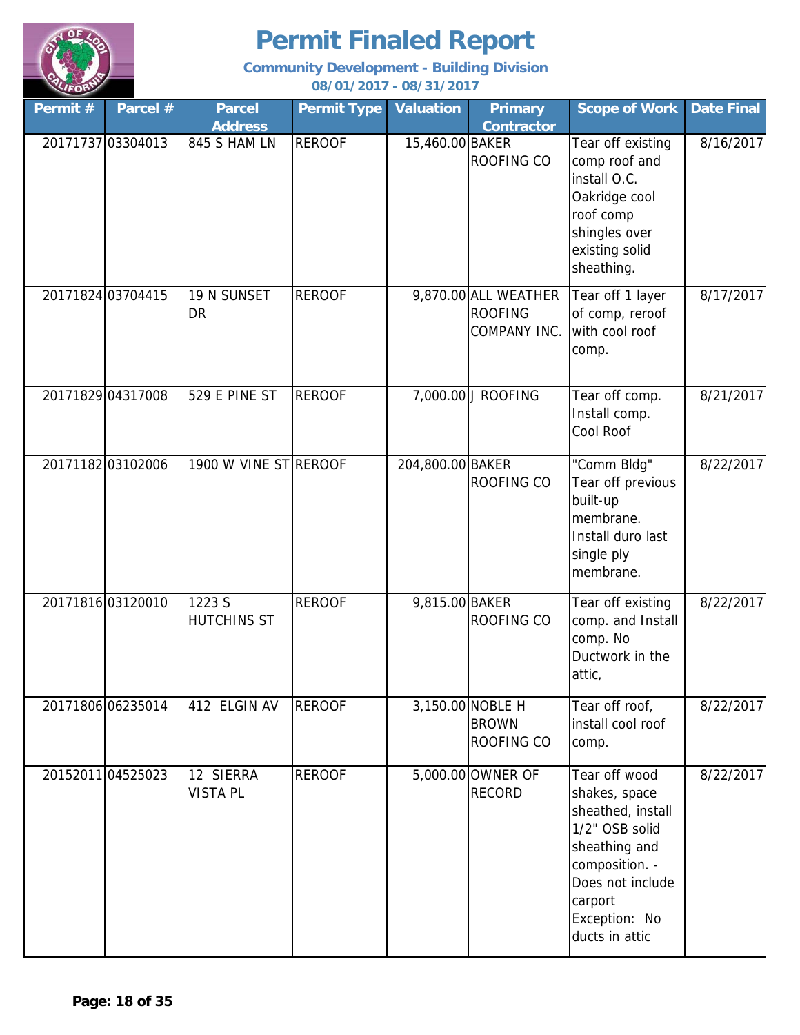# Permit Finaled Report

**Community Development - Building Division**
**08/01/2017 - 08/31/2017**

| Permit # | Parcel # | Parcel Address | Permit Type | Valuation | Primary Contractor | Scope of Work | Date Final |
|---|---|---|---|---|---|---|---|
| 20171737 | 03304013 | 845 S HAM LN | REROOF | 15,460.00 | BAKER ROOFING CO | Tear off existing comp roof and install O.C. Oakridge cool roof comp shingles over existing solid sheathing. | 8/16/2017 |
| 20171824 | 03704415 | 19 N SUNSET DR | REROOF | 9,870.00 | ALL WEATHER ROOFING COMPANY INC. | Tear off 1 layer of comp, reroof with cool roof comp. | 8/17/2017 |
| 20171829 | 04317008 | 529 E PINE ST | REROOF | 7,000.00 | J ROOFING | Tear off comp. Install comp. Cool Roof | 8/21/2017 |
| 20171182 | 03102006 | 1900 W VINE ST | REROOF | 204,800.00 | BAKER ROOFING CO | "Comm Bldg" Tear off previous built-up membrane. Install duro last single ply membrane. | 8/22/2017 |
| 20171816 | 03120010 | 1223 S HUTCHINS ST | REROOF | 9,815.00 | BAKER ROOFING CO | Tear off existing comp. and Install comp. No Ductwork in the attic, | 8/22/2017 |
| 20171806 | 06235014 | 412 ELGIN AV | REROOF | 3,150.00 | NOBLE H BROWN ROOFING CO | Tear off roof, install cool roof comp. | 8/22/2017 |
| 20152011 | 04525023 | 12 SIERRA VISTA PL | REROOF | 5,000.00 | OWNER OF RECORD | Tear off wood shakes, space sheathed, install 1/2" OSB solid sheathing and composition. - Does not include carport Exception: No ducts in attic | 8/22/2017 |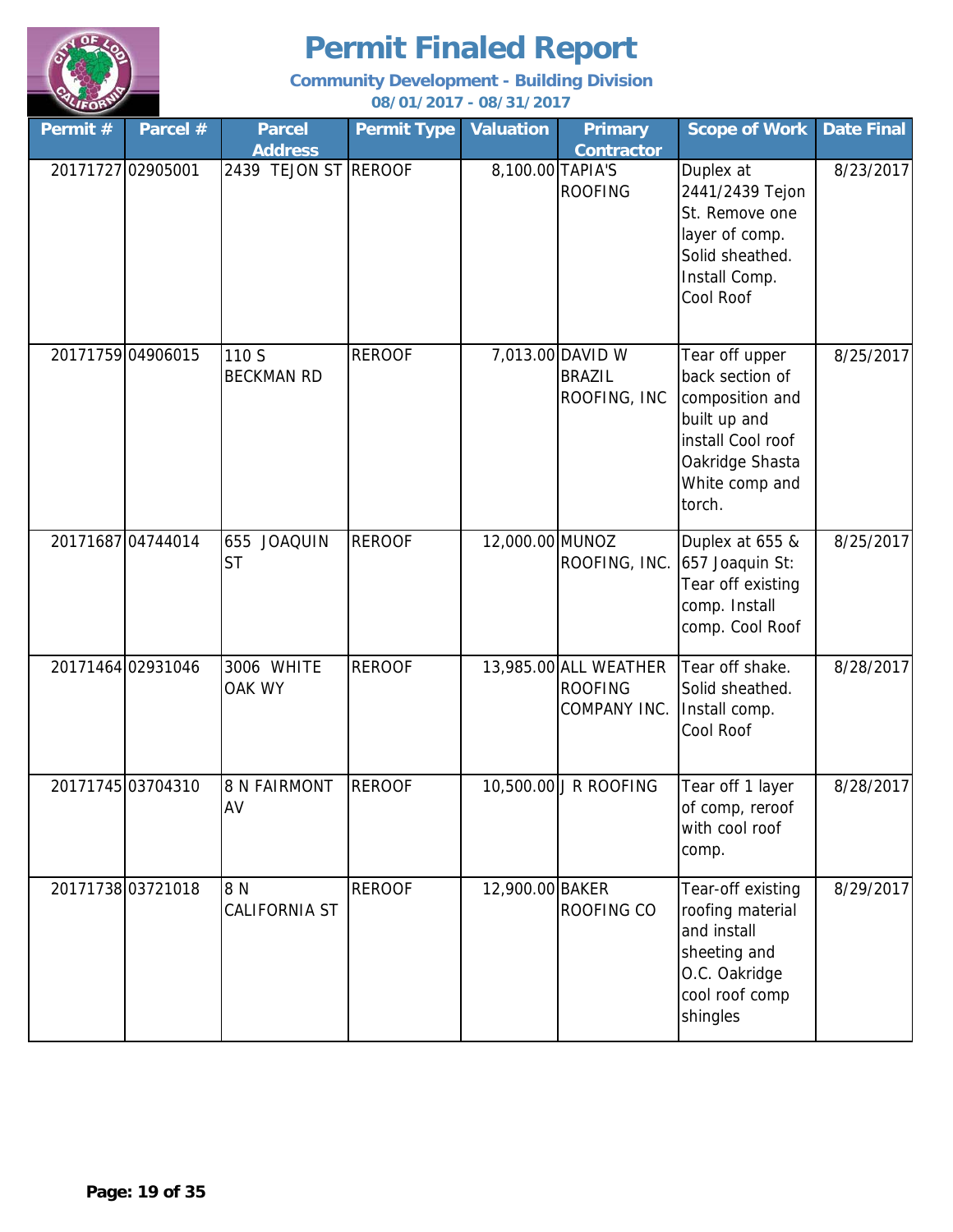# Permit Finaled Report

**Community Development - Building Division**

**08/01/2017 - 08/31/2017**

| Permit # | Parcel # | Parcel Address | Permit Type | Valuation | Primary Contractor | Scope of Work | Date Final |
|---|---|---|---|---|---|---|---|
| 20171727 | 02905001 | 2439 TEJON ST | REROOF | 8,100.00 | TAPIA'S ROOFING | Duplex at 2441/2439 Tejon St. Remove one layer of comp. Solid sheathed. Install Comp. Cool Roof | 8/23/2017 |
| 20171759 | 04906015 | 110 S BECKMAN RD | REROOF | 7,013.00 | DAVID W BRAZIL ROOFING, INC | Tear off upper back section of composition and built up and install Cool roof Oakridge Shasta White comp and torch. | 8/25/2017 |
| 20171687 | 04744014 | 655 JOAQUIN ST | REROOF | 12,000.00 | MUNOZ ROOFING, INC. | Duplex at 655 & 657 Joaquin St: Tear off existing comp. Install comp. Cool Roof | 8/25/2017 |
| 20171464 | 02931046 | 3006 WHITE OAK WY | REROOF | 13,985.00 | ALL WEATHER ROOFING COMPANY INC. | Tear off shake. Solid sheathed. Install comp. Cool Roof | 8/28/2017 |
| 20171745 | 03704310 | 8 N FAIRMONT AV | REROOF | 10,500.00 | J R ROOFING | Tear off 1 layer of comp, reroof with cool roof comp. | 8/28/2017 |
| 20171738 | 03721018 | 8 N CALIFORNIA ST | REROOF | 12,900.00 | BAKER ROOFING CO | Tear-off existing roofing material and install sheeting and O.C. Oakridge cool roof comp shingles | 8/29/2017 |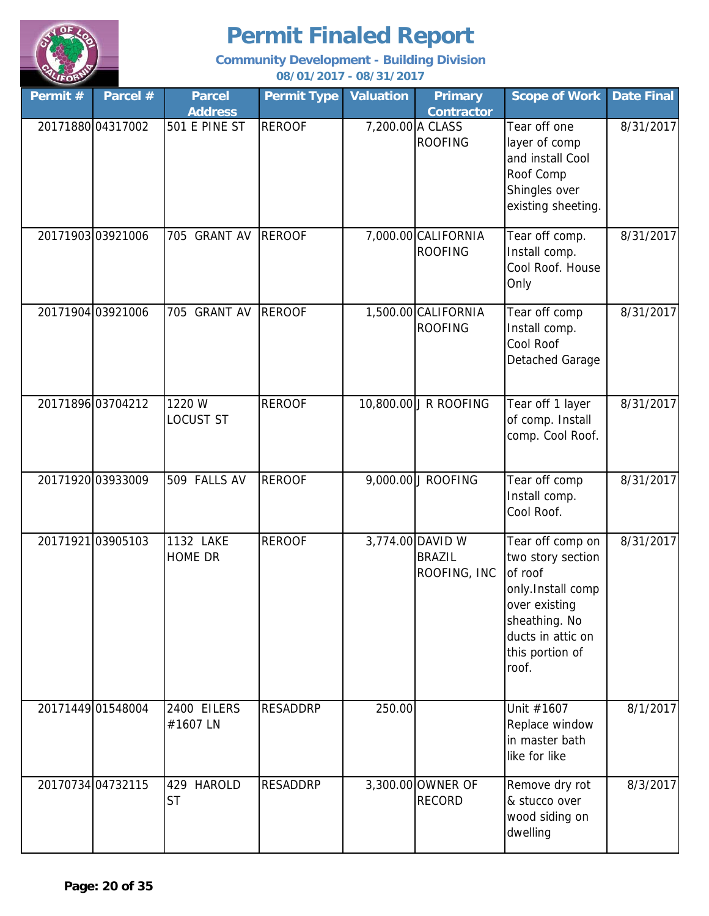# Permit Finaled Report

**Community Development - Building Division**

**08/01/2017 - 08/31/2017**

| Permit # | Parcel # | Parcel Address | Permit Type | Valuation | Primary Contractor | Scope of Work | Date Final |
|---|---|---|---|---|---|---|---|
| 20171880 | 04317002 | 501 E PINE ST | REROOF | 7,200.00 | A CLASS ROOFING | Tear off one layer of comp and install Cool Roof Comp Shingles over existing sheeting. | 8/31/2017 |
| 20171903 | 03921006 | 705 GRANT AV | REROOF | 7,000.00 | CALIFORNIA ROOFING | Tear off comp. Install comp. Cool Roof. House Only | 8/31/2017 |
| 20171904 | 03921006 | 705 GRANT AV | REROOF | 1,500.00 | CALIFORNIA ROOFING | Tear off comp Install comp. Cool Roof Detached Garage | 8/31/2017 |
| 20171896 | 03704212 | 1220 W LOCUST ST | REROOF | 10,800.00 | J R ROOFING | Tear off 1 layer of comp. Install comp. Cool Roof. | 8/31/2017 |
| 20171920 | 03933009 | 509 FALLS AV | REROOF | 9,000.00 | J ROOFING | Tear off comp Install comp. Cool Roof. | 8/31/2017 |
| 20171921 | 03905103 | 1132 LAKE HOME DR | REROOF | 3,774.00 | DAVID W BRAZIL ROOFING, INC | Tear off comp on two story section of roof only.Install comp over existing sheathing. No ducts in attic on this portion of roof. | 8/31/2017 |
| 20171449 | 01548004 | 2400 EILERS #1607 LN | RESADDRP | 250.00 | | Unit #1607 Replace window in master bath like for like | 8/1/2017 |
| 20170734 | 04732115 | 429 HAROLD ST | RESADDRP | 3,300.00 | OWNER OF RECORD | Remove dry rot & stucco over wood siding on dwelling | 8/3/2017 |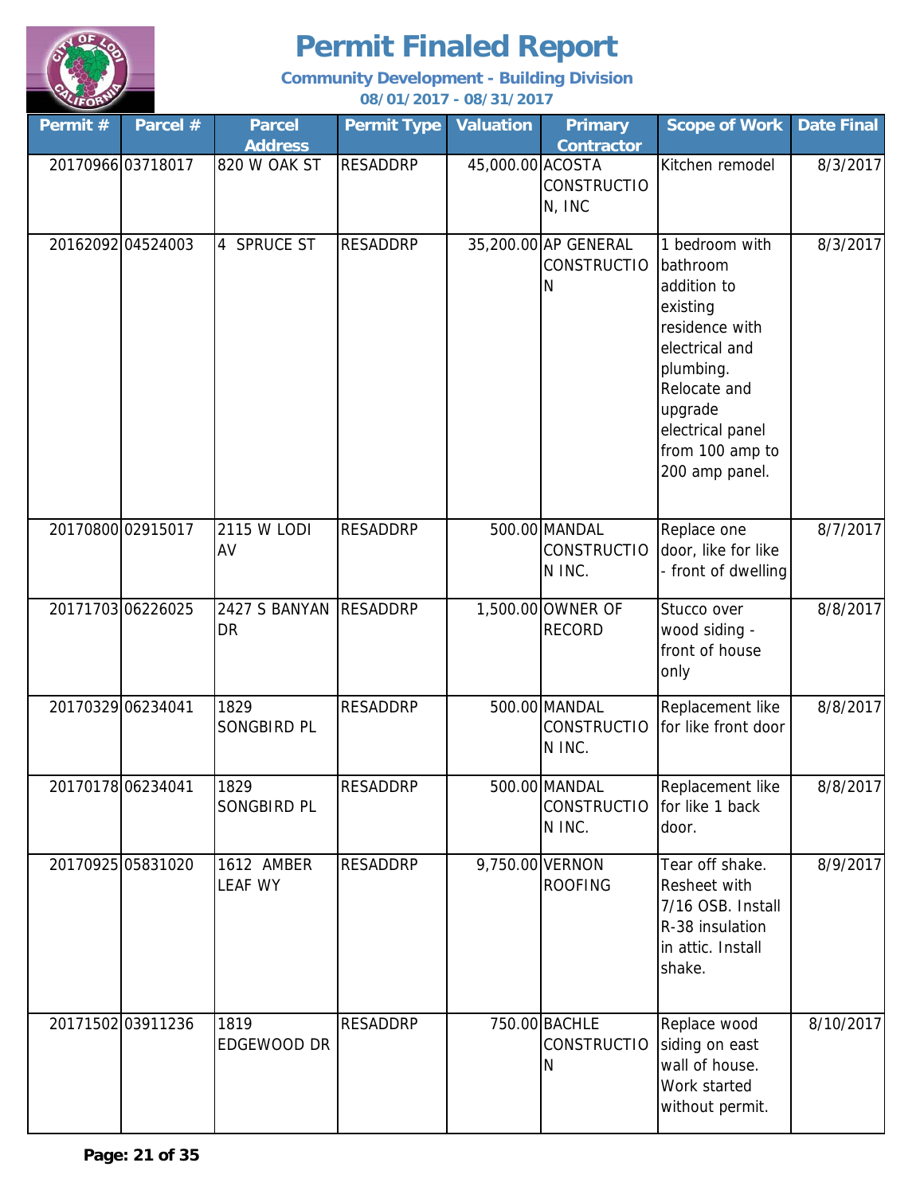# Permit Finaled Report

**Community Development - Building Division**

**08/01/2017 - 08/31/2017**

| Permit # | Parcel # | Parcel Address | Permit Type | Valuation | Primary Contractor | Scope of Work | Date Final |
|---|---|---|---|---|---|---|---|
| 20170966 | 03718017 | 820 W OAK ST | RESADDRP | 45,000.00 | ACOSTA CONSTRUCTION, INC | Kitchen remodel | 8/3/2017 |
| 20162092 | 04524003 | 4 SPRUCE ST | RESADDRP | 35,200.00 | AP GENERAL CONSTRUCTION | 1 bedroom with bathroom addition to existing residence with electrical and plumbing. Relocate and upgrade electrical panel from 100 amp to 200 amp panel. | 8/3/2017 |
| 20170800 | 02915017 | 2115 W LODI AV | RESADDRP | 500.00 | MANDAL CONSTRUCTION INC. | Replace one door, like for like - front of dwelling | 8/7/2017 |
| 20171703 | 06226025 | 2427 S BANYAN DR | RESADDRP | 1,500.00 | OWNER OF RECORD | Stucco over wood siding - front of house only | 8/8/2017 |
| 20170329 | 06234041 | 1829 SONGBIRD PL | RESADDRP | 500.00 | MANDAL CONSTRUCTION INC. | Replacement like for like front door | 8/8/2017 |
| 20170178 | 06234041 | 1829 SONGBIRD PL | RESADDRP | 500.00 | MANDAL CONSTRUCTION INC. | Replacement like for like 1 back door. | 8/8/2017 |
| 20170925 | 05831020 | 1612 AMBER LEAF WY | RESADDRP | 9,750.00 | VERNON ROOFING | Tear off shake. Resheet with 7/16 OSB. Install R-38 insulation in attic. Install shake. | 8/9/2017 |
| 20171502 | 03911236 | 1819 EDGEWOOD DR | RESADDRP | 750.00 | BACHLE CONSTRUCTION | Replace wood siding on east wall of house. Work started without permit. | 8/10/2017 |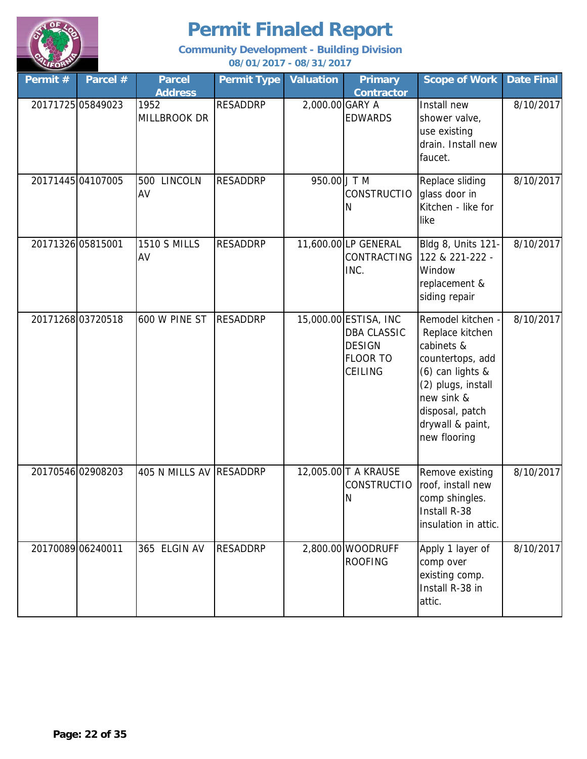# Permit Finaled Report

**Community Development - Building Division**

**08/01/2017 - 08/31/2017**

| Permit # | Parcel # | Parcel Address | Permit Type | Valuation | Primary Contractor | Scope of Work | Date Final |
|---|---|---|---|---|---|---|---|
| 20171725 | 05849023 | 1952 MILLBROOK DR | RESADDRP | 2,000.00 | GARY A EDWARDS | Install new shower valve, use existing drain. Install new faucet. | 8/10/2017 |
| 20171445 | 04107005 | 500 LINCOLN AV | RESADDRP | 950.00 | J T M CONSTRUCTION | Replace sliding glass door in Kitchen - like for like | 8/10/2017 |
| 20171326 | 05815001 | 1510 S MILLS AV | RESADDRP | 11,600.00 | LP GENERAL CONTRACTING INC. | Bldg 8, Units 121-122 & 221-222 - Window replacement & siding repair | 8/10/2017 |
| 20171268 | 03720518 | 600 W PINE ST | RESADDRP | 15,000.00 | ESTISA, INC DBA CLASSIC DESIGN FLOOR TO CEILING | Remodel kitchen - Replace kitchen cabinets & countertops, add (6) can lights & (2) plugs, install new sink & disposal, patch drywall & paint, new flooring | 8/10/2017 |
| 20170546 | 02908203 | 405 N MILLS AV | RESADDRP | 12,005.00 | T A KRAUSE CONSTRUCTION | Remove existing roof, install new comp shingles. Install R-38 insulation in attic. | 8/10/2017 |
| 20170089 | 06240011 | 365 ELGIN AV | RESADDRP | 2,800.00 | WOODRUFF ROOFING | Apply 1 layer of comp over existing comp. Install R-38 in attic. | 8/10/2017 |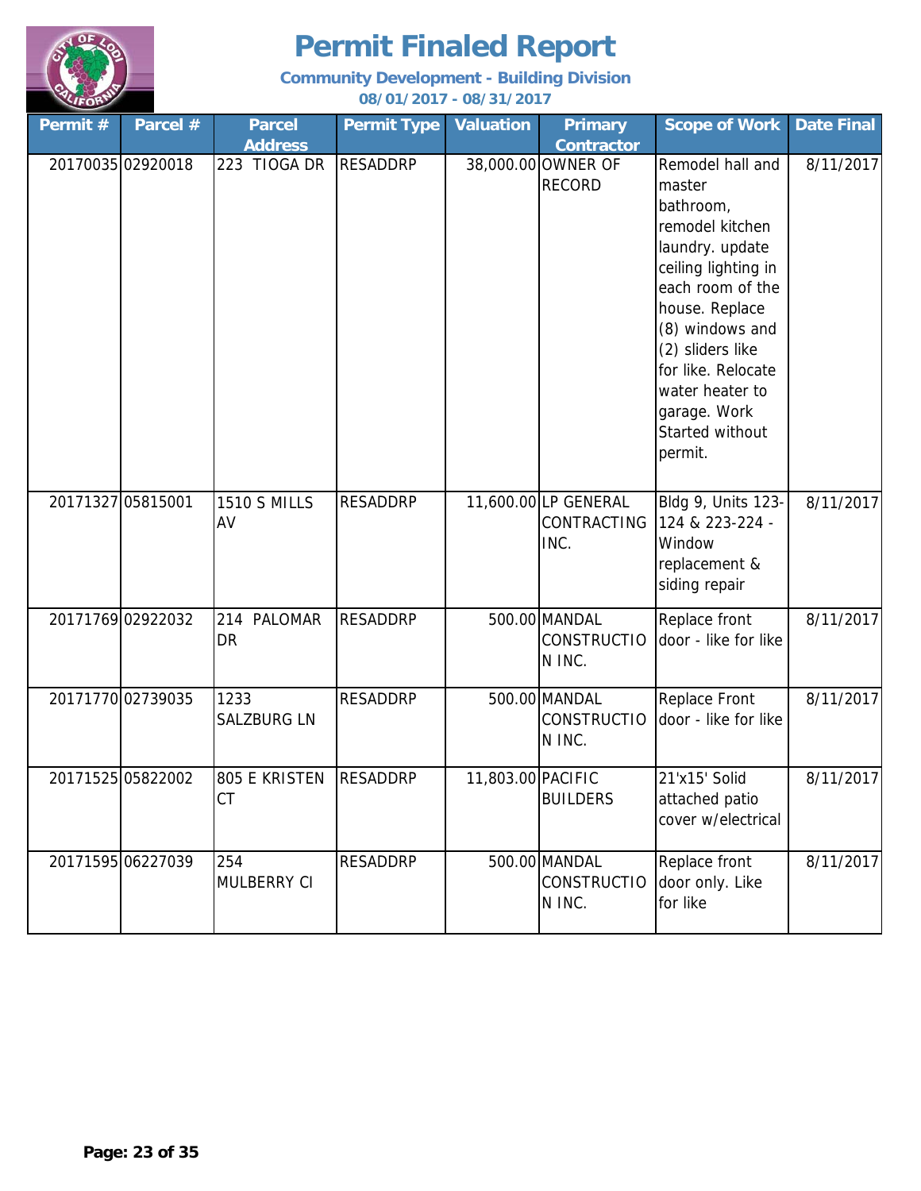# Permit Finaled Report

**Community Development - Building Division**

**08/01/2017 - 08/31/2017**

| Permit # | Parcel # | Parcel Address | Permit Type | Valuation | Primary Contractor | Scope of Work | Date Final |
|---|---|---|---|---|---|---|---|
| 20170035 | 02920018 | 223 TIOGA DR | RESADDRP | 38,000.00 | OWNER OF RECORD | Remodel hall and master bathroom, remodel kitchen laundry. update ceiling lighting in each room of the house. Replace (8) windows and (2) sliders like for like. Relocate water heater to garage. Work Started without permit. | 8/11/2017 |
| 20171327 | 05815001 | 1510 S MILLS AV | RESADDRP | 11,600.00 | LP GENERAL CONTRACTING INC. | Bldg 9, Units 123-124 & 223-224 - Window replacement & siding repair | 8/11/2017 |
| 20171769 | 02922032 | 214 PALOMAR DR | RESADDRP | 500.00 | MANDAL CONSTRUCTION INC. | Replace front door - like for like | 8/11/2017 |
| 20171770 | 02739035 | 1233 SALZBURG LN | RESADDRP | 500.00 | MANDAL CONSTRUCTION INC. | Replace Front door - like for like | 8/11/2017 |
| 20171525 | 05822002 | 805 E KRISTEN CT | RESADDRP | 11,803.00 | PACIFIC BUILDERS | 21'x15' Solid attached patio cover w/electrical | 8/11/2017 |
| 20171595 | 06227039 | 254 MULBERRY CI | RESADDRP | 500.00 | MANDAL CONSTRUCTION INC. | Replace front door only. Like for like | 8/11/2017 |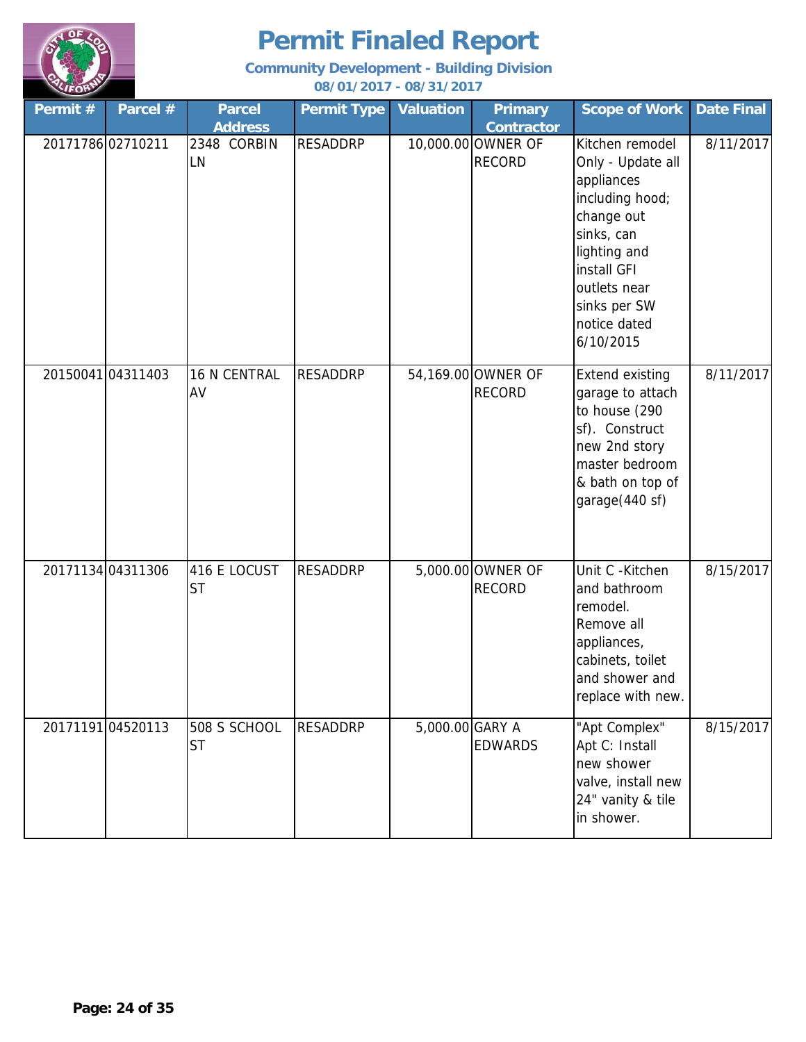# Permit Finaled Report

**Community Development - Building Division**

**08/01/2017 - 08/31/2017**

| Permit # | Parcel # | Parcel Address | Permit Type | Valuation | Primary Contractor | Scope of Work | Date Final |
|---|---|---|---|---|---|---|---|
| 20171786 | 02710211 | 2348 CORBIN LN | RESADDRP | 10,000.00 | OWNER OF RECORD | Kitchen remodel Only - Update all appliances including hood; change out sinks, can lighting and install GFI outlets near sinks per SW notice dated 6/10/2015 | 8/11/2017 |
| 20150041 | 04311403 | 16 N CENTRAL AV | RESADDRP | 54,169.00 | OWNER OF RECORD | Extend existing garage to attach to house (290 sf). Construct new 2nd story master bedroom & bath on top of garage(440 sf) | 8/11/2017 |
| 20171134 | 04311306 | 416 E LOCUST ST | RESADDRP | 5,000.00 | OWNER OF RECORD | Unit C -Kitchen and bathroom remodel. Remove all appliances, cabinets, toilet and shower and replace with new. | 8/15/2017 |
| 20171191 | 04520113 | 508 S SCHOOL ST | RESADDRP | 5,000.00 | GARY A EDWARDS | "Apt Complex" Apt C: Install new shower valve, install new 24" vanity & tile in shower. | 8/15/2017 |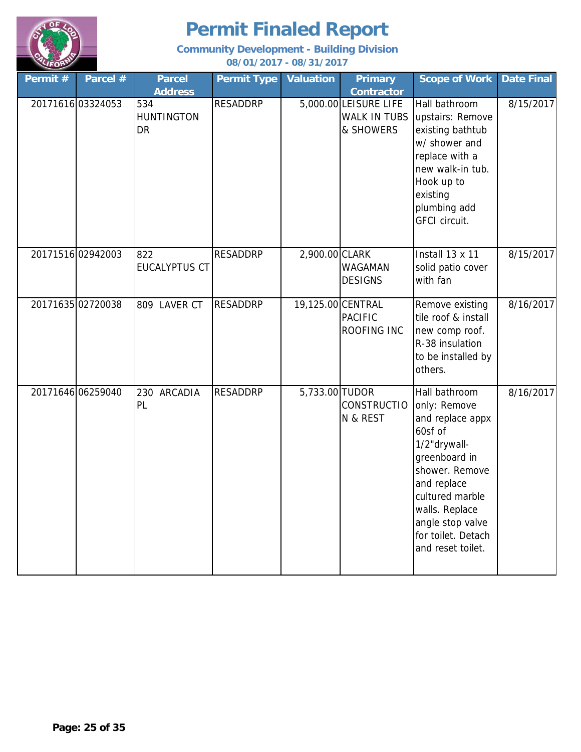# Permit Finaled Report

**Community Development - Building Division**

**08/01/2017 - 08/31/2017**

| Permit # | Parcel # | Parcel Address | Permit Type | Valuation | Primary Contractor | Scope of Work | Date Final |
|---|---|---|---|---|---|---|---|
| 20171616 | 03324053 | 534 HUNTINGTON DR | RESADDRP | 5,000.00 | LEISURE LIFE WALK IN TUBS & SHOWERS | Hall bathroom upstairs: Remove existing bathtub w/ shower and replace with a new walk-in tub. Hook up to existing plumbing add GFCI circuit. | 8/15/2017 |
| 20171516 | 02942003 | 822 EUCALYPTUS CT | RESADDRP | 2,900.00 | CLARK WAGAMAN DESIGNS | Install 13 x 11 solid patio cover with fan | 8/15/2017 |
| 20171635 | 02720038 | 809 LAVER CT | RESADDRP | 19,125.00 | CENTRAL PACIFIC ROOFING INC | Remove existing tile roof & install new comp roof. R-38 insulation to be installed by others. | 8/16/2017 |
| 20171646 | 06259040 | 230 ARCADIA PL | RESADDRP | 5,733.00 | TUDOR CONSTRUCTION & REST | Hall bathroom only: Remove and replace appx 60sf of 1/2"drywall-greenboard in shower. Remove and replace cultured marble walls. Replace angle stop valve for toilet. Detach and reset toilet. | 8/16/2017 |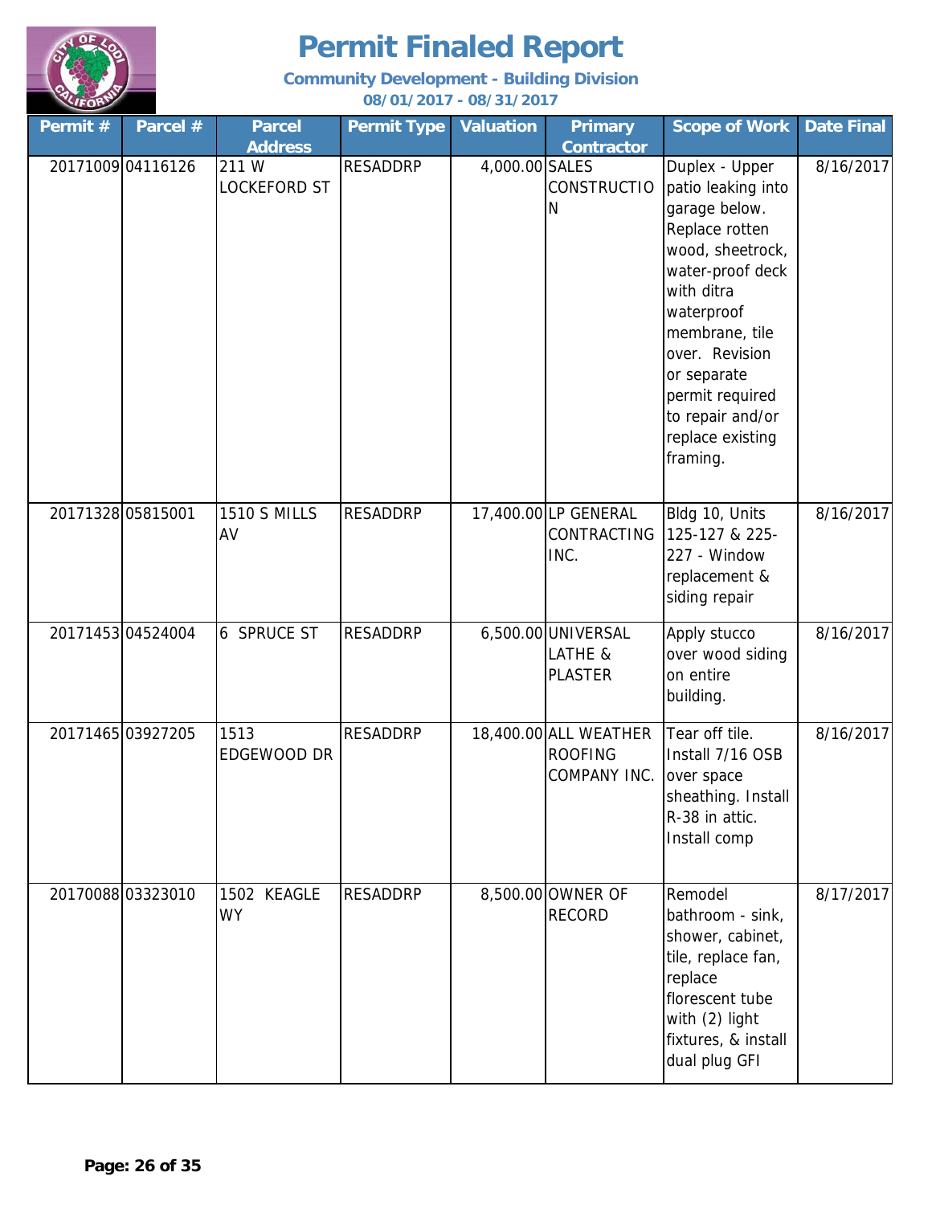# Permit Finaled Report

**Community Development - Building Division**

**08/01/2017 - 08/31/2017**

| Permit # | Parcel # | Parcel Address | Permit Type | Valuation | Primary Contractor | Scope of Work | Date Final |
|---|---|---|---|---|---|---|---|
| 20171009 | 04116126 | 211 W LOCKEFORD ST | RESADDRP | 4,000.00 | SALES CONSTRUCTION | Duplex - Upper patio leaking into garage below. Replace rotten wood, sheetrock, water-proof deck with ditra waterproof membrane, tile over. Revision or separate permit required to repair and/or replace existing framing. | 8/16/2017 |
| 20171328 | 05815001 | 1510 S MILLS AV | RESADDRP | 17,400.00 | LP GENERAL CONTRACTING INC. | Bldg 10, Units 125-127 & 225-227 - Window replacement & siding repair | 8/16/2017 |
| 20171453 | 04524004 | 6 SPRUCE ST | RESADDRP | 6,500.00 | UNIVERSAL LATHE & PLASTER | Apply stucco over wood siding on entire building. | 8/16/2017 |
| 20171465 | 03927205 | 1513 EDGEWOOD DR | RESADDRP | 18,400.00 | ALL WEATHER ROOFING COMPANY INC. | Tear off tile. Install 7/16 OSB over space sheathing. Install R-38 in attic. Install comp | 8/16/2017 |
| 20170088 | 03323010 | 1502 KEAGLE WY | RESADDRP | 8,500.00 | OWNER OF RECORD | Remodel bathroom - sink, shower, cabinet, tile, replace fan, replace florescent tube with (2) light fixtures, & install dual plug GFI | 8/17/2017 |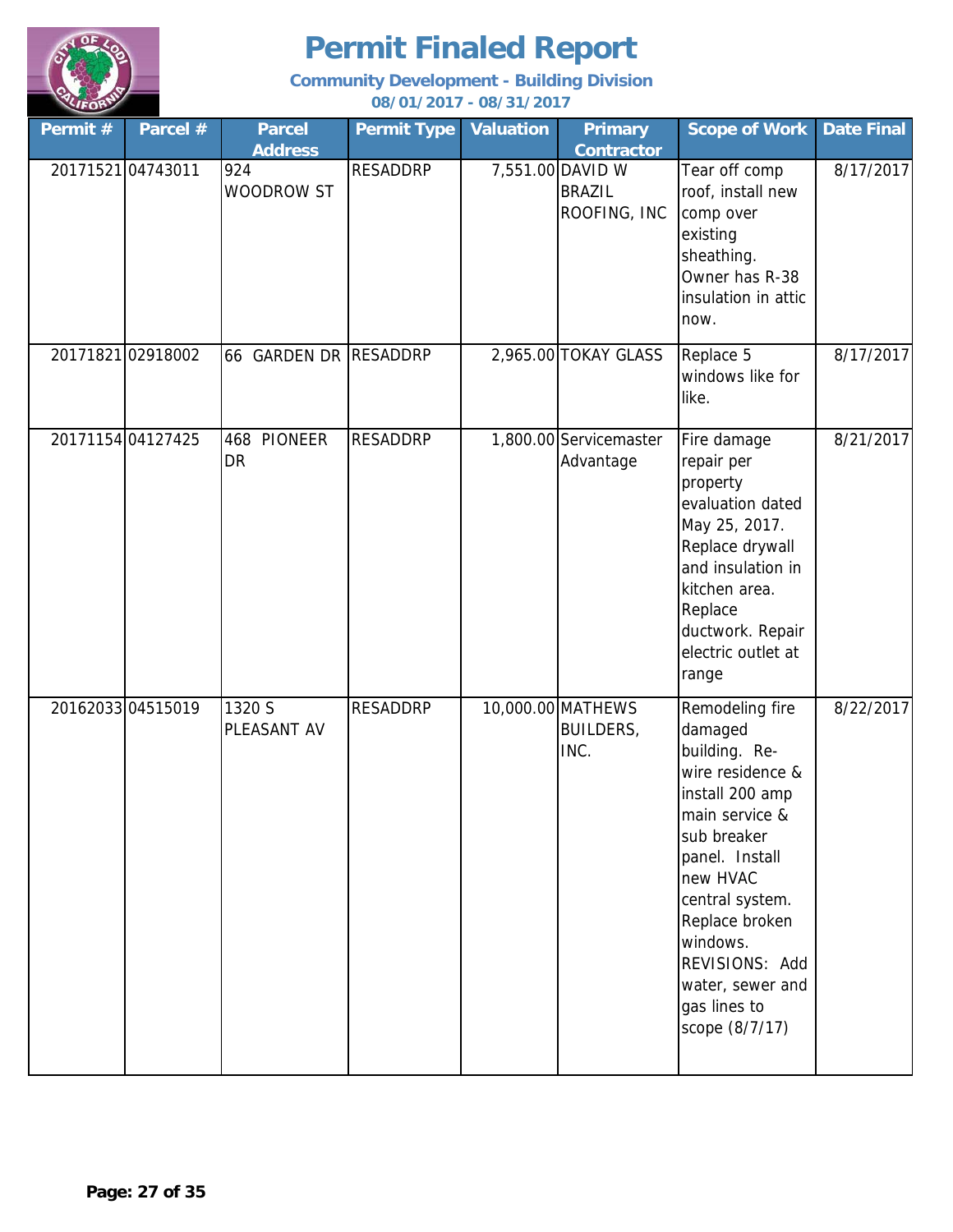# Permit Finaled Report

**Community Development - Building Division**

**08/01/2017 - 08/31/2017**

| Permit # | Parcel # | Parcel Address | Permit Type | Valuation | Primary Contractor | Scope of Work | Date Final |
|---|---|---|---|---|---|---|---|
| 20171521 | 04743011 | 924 WOODROW ST | RESADDRP | 7,551.00 | DAVID W BRAZIL ROOFING, INC | Tear off comp roof, install new comp over existing sheathing. Owner has R-38 insulation in attic now. | 8/17/2017 |
| 20171821 | 02918002 | 66 GARDEN DR | RESADDRP | 2,965.00 | TOKAY GLASS | Replace 5 windows like for like. | 8/17/2017 |
| 20171154 | 04127425 | 468 PIONEER DR | RESADDRP | 1,800.00 | Servicemaster Advantage | Fire damage repair per property evaluation dated May 25, 2017. Replace drywall and insulation in kitchen area. Replace ductwork. Repair electric outlet at range | 8/21/2017 |
| 20162033 | 04515019 | 1320 S PLEASANT AV | RESADDRP | 10,000.00 | MATHEWS BUILDERS, INC. | Remodeling fire damaged building. Re-wire residence & install 200 amp main service & sub breaker panel. Install new HVAC central system. Replace broken windows. REVISIONS: Add water, sewer and gas lines to scope (8/7/17) | 8/22/2017 |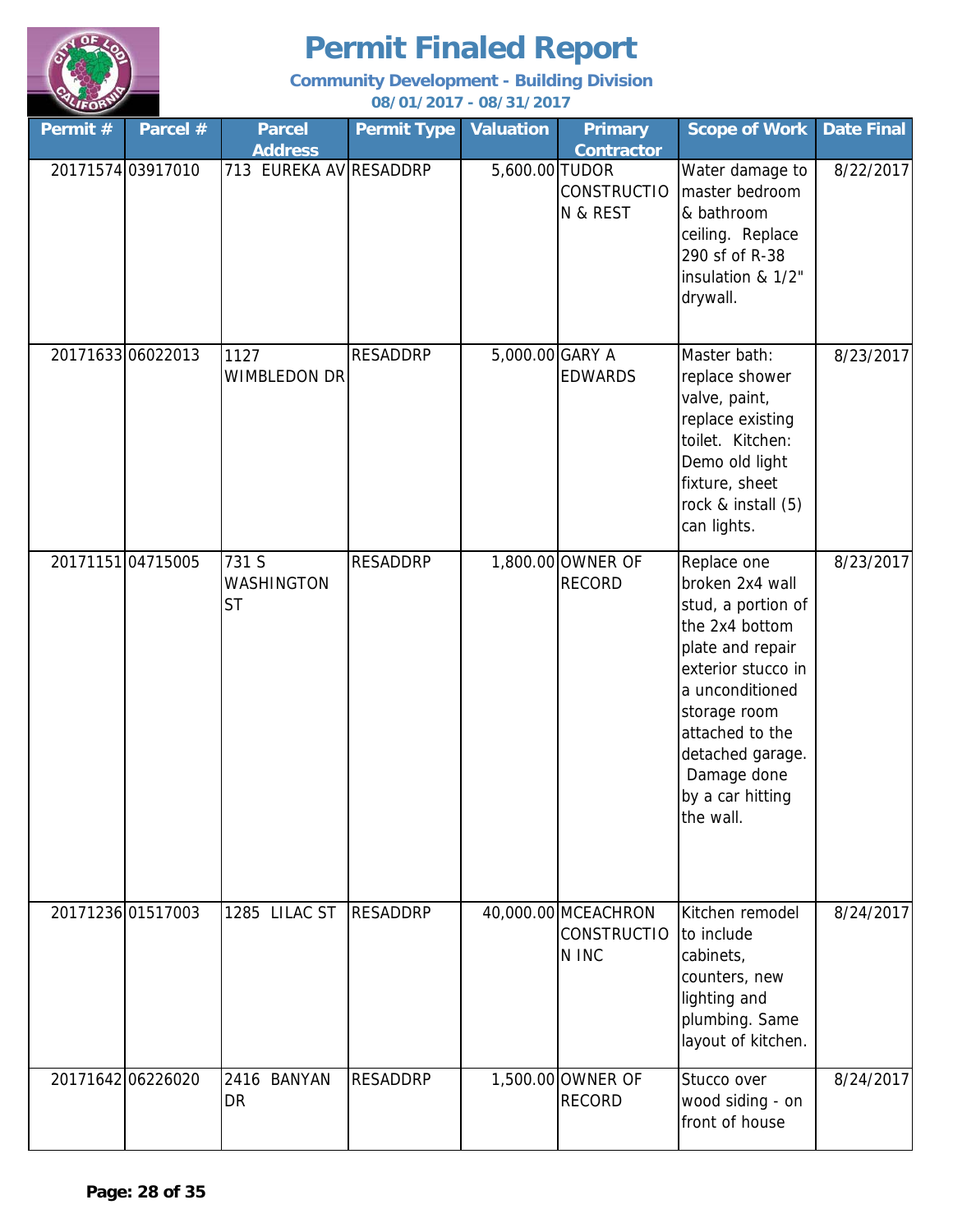# Permit Finaled Report

**Community Development - Building Division**

**08/01/2017 - 08/31/2017**

| Permit # | Parcel # | Parcel Address | Permit Type | Valuation | Primary Contractor | Scope of Work | Date Final |
|---|---|---|---|---|---|---|---|
| 20171574 | 03917010 | 713 EUREKA AV | RESADDRP | 5,600.00 | TUDOR CONSTRUCTION & REST | Water damage to master bedroom & bathroom ceiling. Replace 290 sf of R-38 insulation & 1/2" drywall. | 8/22/2017 |
| 20171633 | 06022013 | 1127 WIMBLEDON DR | RESADDRP | 5,000.00 | GARY A EDWARDS | Master bath: replace shower valve, paint, replace existing toilet. Kitchen: Demo old light fixture, sheet rock & install (5) can lights. | 8/23/2017 |
| 20171151 | 04715005 | 731 S WASHINGTON ST | RESADDRP | 1,800.00 | OWNER OF RECORD | Replace one broken 2x4 wall stud, a portion of the 2x4 bottom plate and repair exterior stucco in a unconditioned storage room attached to the detached garage. Damage done by a car hitting the wall. | 8/23/2017 |
| 20171236 | 01517003 | 1285 LILAC ST | RESADDRP | 40,000.00 | MCEACHRON CONSTRUCTION INC | Kitchen remodel to include cabinets, counters, new lighting and plumbing. Same layout of kitchen. | 8/24/2017 |
| 20171642 | 06226020 | 2416 BANYAN DR | RESADDRP | 1,500.00 | OWNER OF RECORD | Stucco over wood siding - on front of house | 8/24/2017 |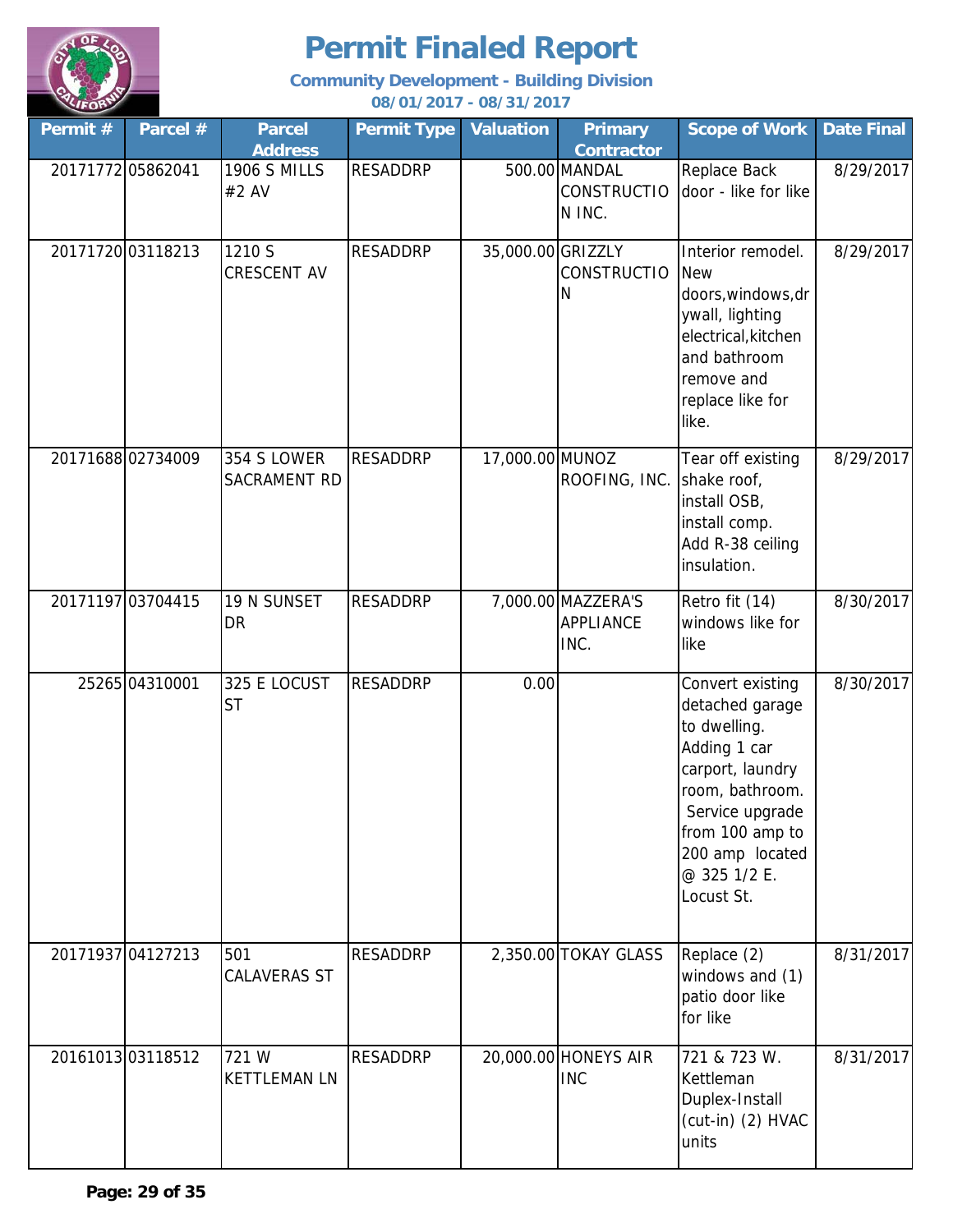# Permit Finaled Report

**Community Development - Building Division**

**08/01/2017 - 08/31/2017**

| Permit # | Parcel # | Parcel Address | Permit Type | Valuation | Primary Contractor | Scope of Work | Date Final |
|---|---|---|---|---|---|---|---|
| 20171772 | 05862041 | 1906 S MILLS #2 AV | RESADDRP | 500.00 | MANDAL CONSTRUCTION INC. | Replace Back door - like for like | 8/29/2017 |
| 20171720 | 03118213 | 1210 S CRESCENT AV | RESADDRP | 35,000.00 | GRIZZLY CONSTRUCTION | Interior remodel. New doors,windows,drywall, lighting electrical,kitchen and bathroom remove and replace like for like. | 8/29/2017 |
| 20171688 | 02734009 | 354 S LOWER SACRAMENT RD | RESADDRP | 17,000.00 | MUNOZ ROOFING, INC. | Tear off existing shake roof, install OSB, install comp. Add R-38 ceiling insulation. | 8/29/2017 |
| 20171197 | 03704415 | 19 N SUNSET DR | RESADDRP | 7,000.00 | MAZZERA'S APPLIANCE INC. | Retro fit (14) windows like for like | 8/30/2017 |
| 25265 | 04310001 | 325 E LOCUST ST | RESADDRP | 0.00 | | Convert existing detached garage to dwelling. Adding 1 car carport, laundry room, bathroom. Service upgrade from 100 amp to 200 amp located @ 325 1/2 E. Locust St. | 8/30/2017 |
| 20171937 | 04127213 | 501 CALAVERAS ST | RESADDRP | 2,350.00 | TOKAY GLASS | Replace (2) windows and (1) patio door like for like | 8/31/2017 |
| 20161013 | 03118512 | 721 W KETTLEMAN LN | RESADDRP | 20,000.00 | HONEYS AIR INC | 721 & 723 W. Kettleman Duplex-Install (cut-in) (2) HVAC units | 8/31/2017 |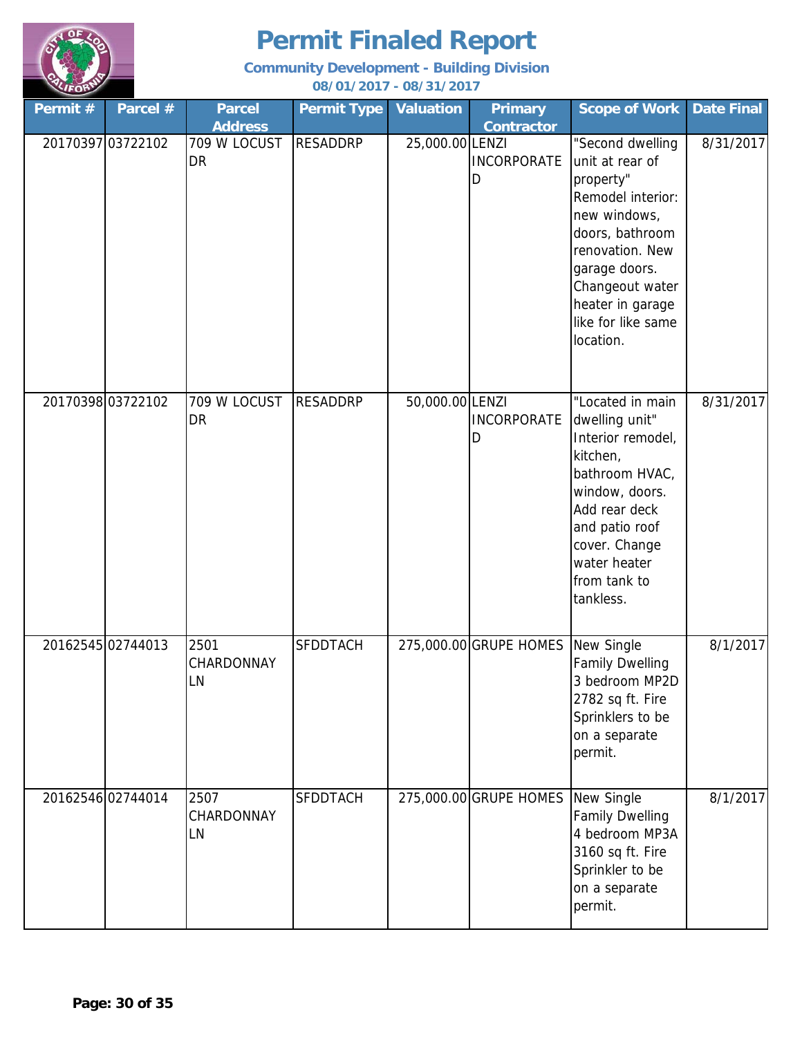# Permit Finaled Report

**Community Development - Building Division**

**08/01/2017 - 08/31/2017**

| Permit # | Parcel # | Parcel Address | Permit Type | Valuation | Primary Contractor | Scope of Work | Date Final |
|---|---|---|---|---|---|---|---|
| 20170397 | 03722102 | 709 W LOCUST DR | RESADDRP | 25,000.00 | LENZI INCORPORATED | "Second dwelling unit at rear of property" Remodel interior: new windows, doors, bathroom renovation. New garage doors. Changeout water heater in garage like for like same location. | 8/31/2017 |
| 20170398 | 03722102 | 709 W LOCUST DR | RESADDRP | 50,000.00 | LENZI INCORPORATED | "Located in main dwelling unit" Interior remodel, kitchen, bathroom HVAC, window, doors. Add rear deck and patio roof cover. Change water heater from tank to tankless. | 8/31/2017 |
| 20162545 | 02744013 | 2501 CHARDONNAY LN | SFDDTACH | 275,000.00 | GRUPE HOMES | New Single Family Dwelling 3 bedroom MP2D 2782 sq ft. Fire Sprinklers to be on a separate permit. | 8/1/2017 |
| 20162546 | 02744014 | 2507 CHARDONNAY LN | SFDDTACH | 275,000.00 | GRUPE HOMES | New Single Family Dwelling 4 bedroom MP3A 3160 sq ft. Fire Sprinkler to be on a separate permit. | 8/1/2017 |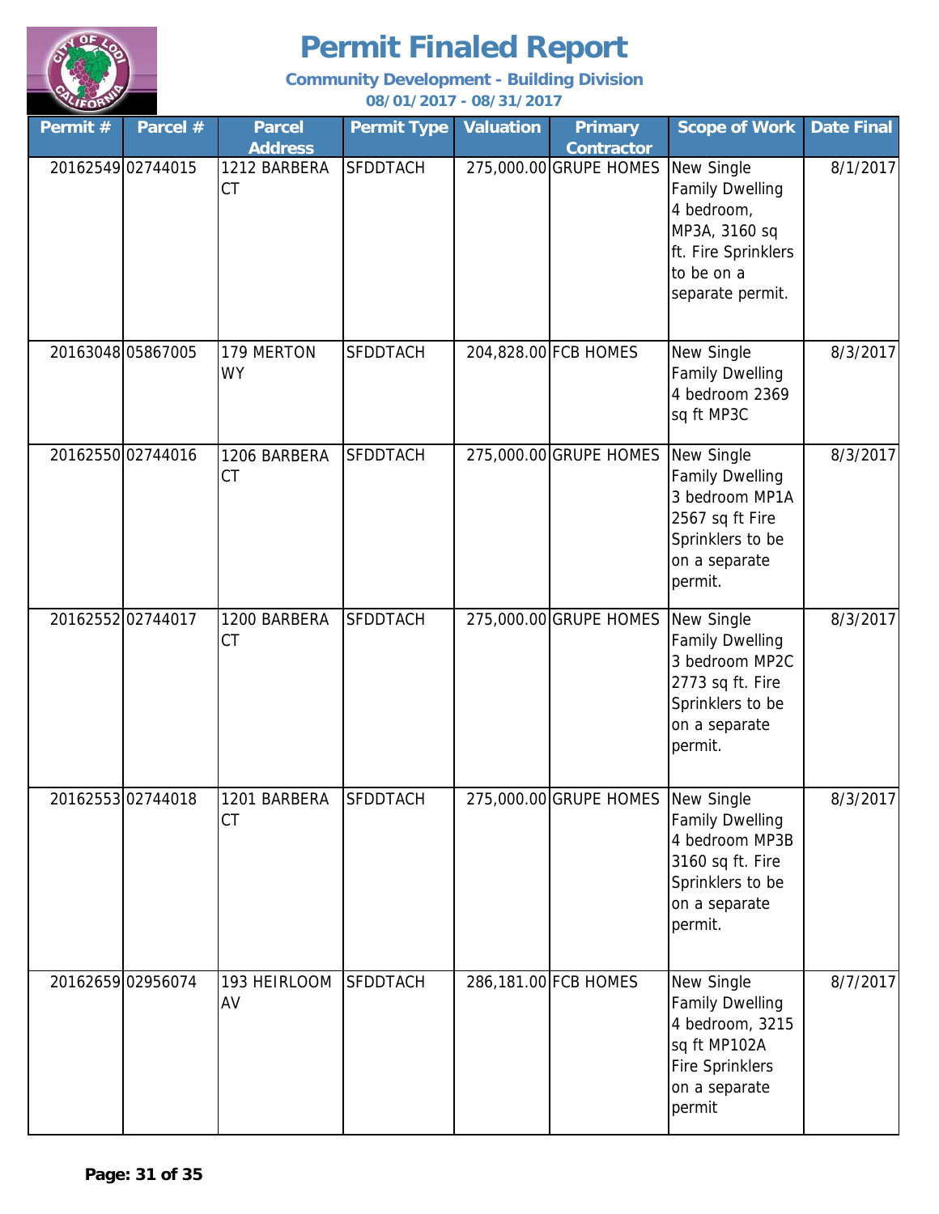# Permit Finaled Report

**Community Development - Building Division**

**08/01/2017 - 08/31/2017**

| Permit # | Parcel # | Parcel Address | Permit Type | Valuation | Primary Contractor | Scope of Work | Date Final |
|---|---|---|---|---|---|---|---|
| 20162549 | 02744015 | 1212 BARBERA CT | SFDDTACH | 275,000.00 | GRUPE HOMES | New Single Family Dwelling 4 bedroom, MP3A, 3160 sq ft. Fire Sprinklers to be on a separate permit. | 8/1/2017 |
| 20163048 | 05867005 | 179 MERTON WY | SFDDTACH | 204,828.00 | FCB HOMES | New Single Family Dwelling 4 bedroom 2369 sq ft MP3C | 8/3/2017 |
| 20162550 | 02744016 | 1206 BARBERA CT | SFDDTACH | 275,000.00 | GRUPE HOMES | New Single Family Dwelling 3 bedroom MP1A 2567 sq ft Fire Sprinklers to be on a separate permit. | 8/3/2017 |
| 20162552 | 02744017 | 1200 BARBERA CT | SFDDTACH | 275,000.00 | GRUPE HOMES | New Single Family Dwelling 3 bedroom MP2C 2773 sq ft. Fire Sprinklers to be on a separate permit. | 8/3/2017 |
| 20162553 | 02744018 | 1201 BARBERA CT | SFDDTACH | 275,000.00 | GRUPE HOMES | New Single Family Dwelling 4 bedroom MP3B 3160 sq ft. Fire Sprinklers to be on a separate permit. | 8/3/2017 |
| 20162659 | 02956074 | 193 HEIRLOOM AV | SFDDTACH | 286,181.00 | FCB HOMES | New Single Family Dwelling 4 bedroom, 3215 sq ft MP102A Fire Sprinklers on a separate permit | 8/7/2017 |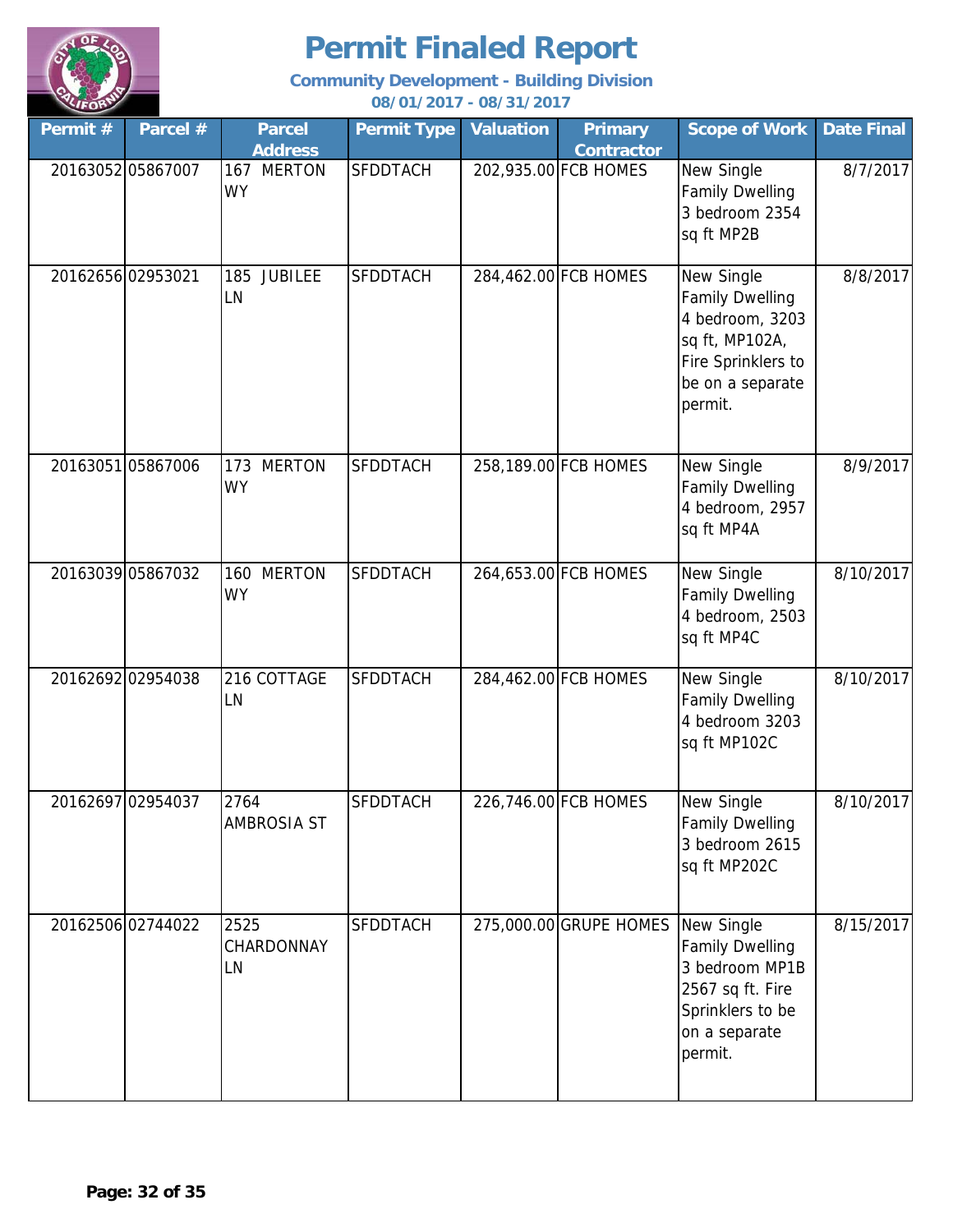# Permit Finaled Report

**Community Development - Building Division**

**08/01/2017 - 08/31/2017**

| Permit # | Parcel # | Parcel Address | Permit Type | Valuation | Primary Contractor | Scope of Work | Date Final |
|---|---|---|---|---|---|---|---|
| 20163052 | 05867007 | 167 MERTON WY | SFDDTACH | 202,935.00 | FCB HOMES | New Single Family Dwelling 3 bedroom 2354 sq ft MP2B | 8/7/2017 |
| 20162656 | 02953021 | 185 JUBILEE LN | SFDDTACH | 284,462.00 | FCB HOMES | New Single Family Dwelling 4 bedroom, 3203 sq ft, MP102A, Fire Sprinklers to be on a separate permit. | 8/8/2017 |
| 20163051 | 05867006 | 173 MERTON WY | SFDDTACH | 258,189.00 | FCB HOMES | New Single Family Dwelling 4 bedroom, 2957 sq ft MP4A | 8/9/2017 |
| 20163039 | 05867032 | 160 MERTON WY | SFDDTACH | 264,653.00 | FCB HOMES | New Single Family Dwelling 4 bedroom, 2503 sq ft MP4C | 8/10/2017 |
| 20162692 | 02954038 | 216 COTTAGE LN | SFDDTACH | 284,462.00 | FCB HOMES | New Single Family Dwelling 4 bedroom 3203 sq ft MP102C | 8/10/2017 |
| 20162697 | 02954037 | 2764 AMBROSIA ST | SFDDTACH | 226,746.00 | FCB HOMES | New Single Family Dwelling 3 bedroom 2615 sq ft MP202C | 8/10/2017 |
| 20162506 | 02744022 | 2525 CHARDONNAY LN | SFDDTACH | 275,000.00 | GRUPE HOMES | New Single Family Dwelling 3 bedroom MP1B 2567 sq ft. Fire Sprinklers to be on a separate permit. | 8/15/2017 |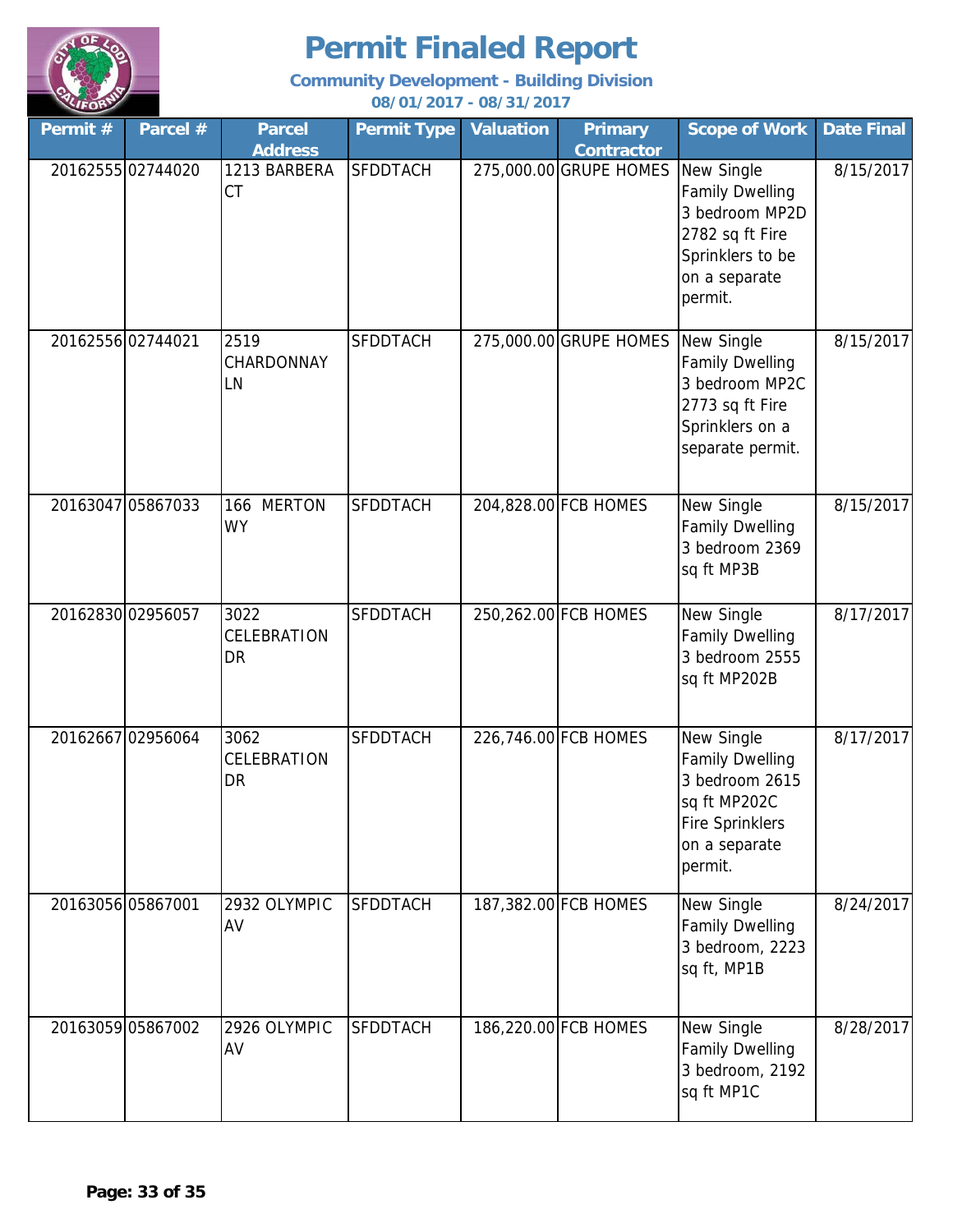# Permit Finaled Report

**Community Development - Building Division**

**08/01/2017 - 08/31/2017**

| Permit # | Parcel # | Parcel Address | Permit Type | Valuation | Primary Contractor | Scope of Work | Date Final |
|---|---|---|---|---|---|---|---|
| 20162555 | 02744020 | 1213 BARBERA CT | SFDDTACH | 275,000.00 | GRUPE HOMES | New Single Family Dwelling 3 bedroom MP2D 2782 sq ft Fire Sprinklers to be on a separate permit. | 8/15/2017 |
| 20162556 | 02744021 | 2519 CHARDONNAY LN | SFDDTACH | 275,000.00 | GRUPE HOMES | New Single Family Dwelling 3 bedroom MP2C 2773 sq ft Fire Sprinklers on a separate permit. | 8/15/2017 |
| 20163047 | 05867033 | 166 MERTON WY | SFDDTACH | 204,828.00 | FCB HOMES | New Single Family Dwelling 3 bedroom 2369 sq ft MP3B | 8/15/2017 |
| 20162830 | 02956057 | 3022 CELEBRATION DR | SFDDTACH | 250,262.00 | FCB HOMES | New Single Family Dwelling 3 bedroom 2555 sq ft MP202B | 8/17/2017 |
| 20162667 | 02956064 | 3062 CELEBRATION DR | SFDDTACH | 226,746.00 | FCB HOMES | New Single Family Dwelling 3 bedroom 2615 sq ft MP202C Fire Sprinklers on a separate permit. | 8/17/2017 |
| 20163056 | 05867001 | 2932 OLYMPIC AV | SFDDTACH | 187,382.00 | FCB HOMES | New Single Family Dwelling 3 bedroom, 2223 sq ft, MP1B | 8/24/2017 |
| 20163059 | 05867002 | 2926 OLYMPIC AV | SFDDTACH | 186,220.00 | FCB HOMES | New Single Family Dwelling 3 bedroom, 2192 sq ft MP1C | 8/28/2017 |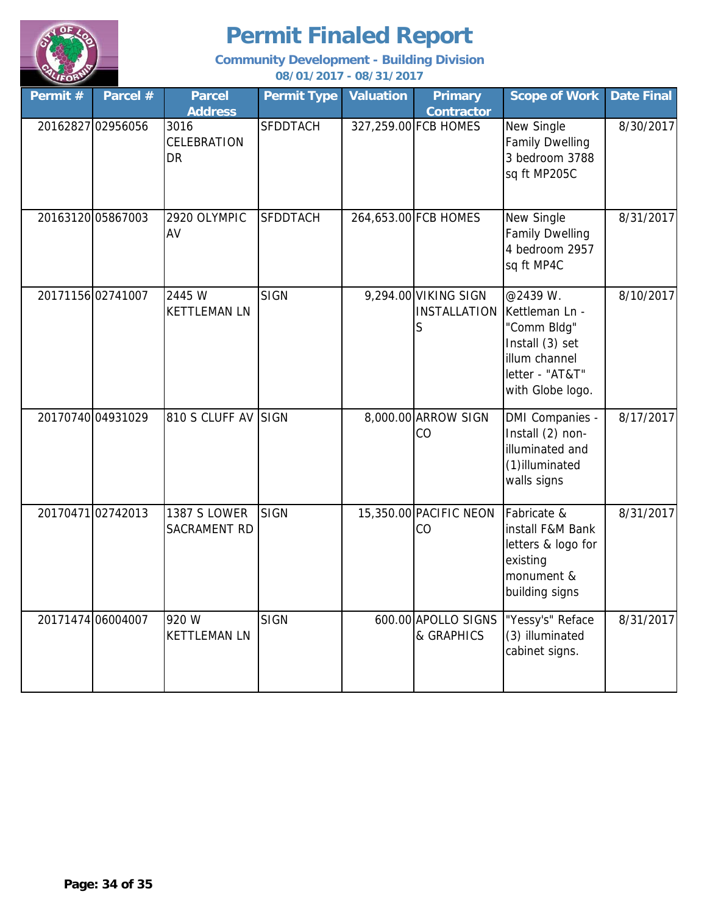# Permit Finaled Report

**Community Development - Building Division**
**08/01/2017 - 08/31/2017**

| Permit # | Parcel # | Parcel Address | Permit Type | Valuation | Primary Contractor | Scope of Work | Date Final |
|---|---|---|---|---|---|---|---|
| 20162827 | 02956056 | 3016 CELEBRATION DR | SFDDTACH | 327,259.00 | FCB HOMES | New Single Family Dwelling 3 bedroom 3788 sq ft MP205C | 8/30/2017 |
| 20163120 | 05867003 | 2920 OLYMPIC AV | SFDDTACH | 264,653.00 | FCB HOMES | New Single Family Dwelling 4 bedroom 2957 sq ft MP4C | 8/31/2017 |
| 20171156 | 02741007 | 2445 W KETTLEMAN LN | SIGN | 9,294.00 | VIKING SIGN INSTALLATIONS | @2439 W. Kettleman Ln - "Comm Bldg" Install (3) set illum channel letter - "AT&T" with Globe logo. | 8/10/2017 |
| 20170740 | 04931029 | 810 S CLUFF AV | SIGN | 8,000.00 | ARROW SIGN CO | DMI Companies - Install (2) non-illuminated and (1)illuminated walls signs | 8/17/2017 |
| 20170471 | 02742013 | 1387 S LOWER SACRAMENT RD | SIGN | 15,350.00 | PACIFIC NEON CO | Fabricate & install F&M Bank letters & logo for existing monument & building signs | 8/31/2017 |
| 20171474 | 06004007 | 920 W KETTLEMAN LN | SIGN | 600.00 | APOLLO SIGNS & GRAPHICS | "Yessy's" Reface (3) illuminated cabinet signs. | 8/31/2017 |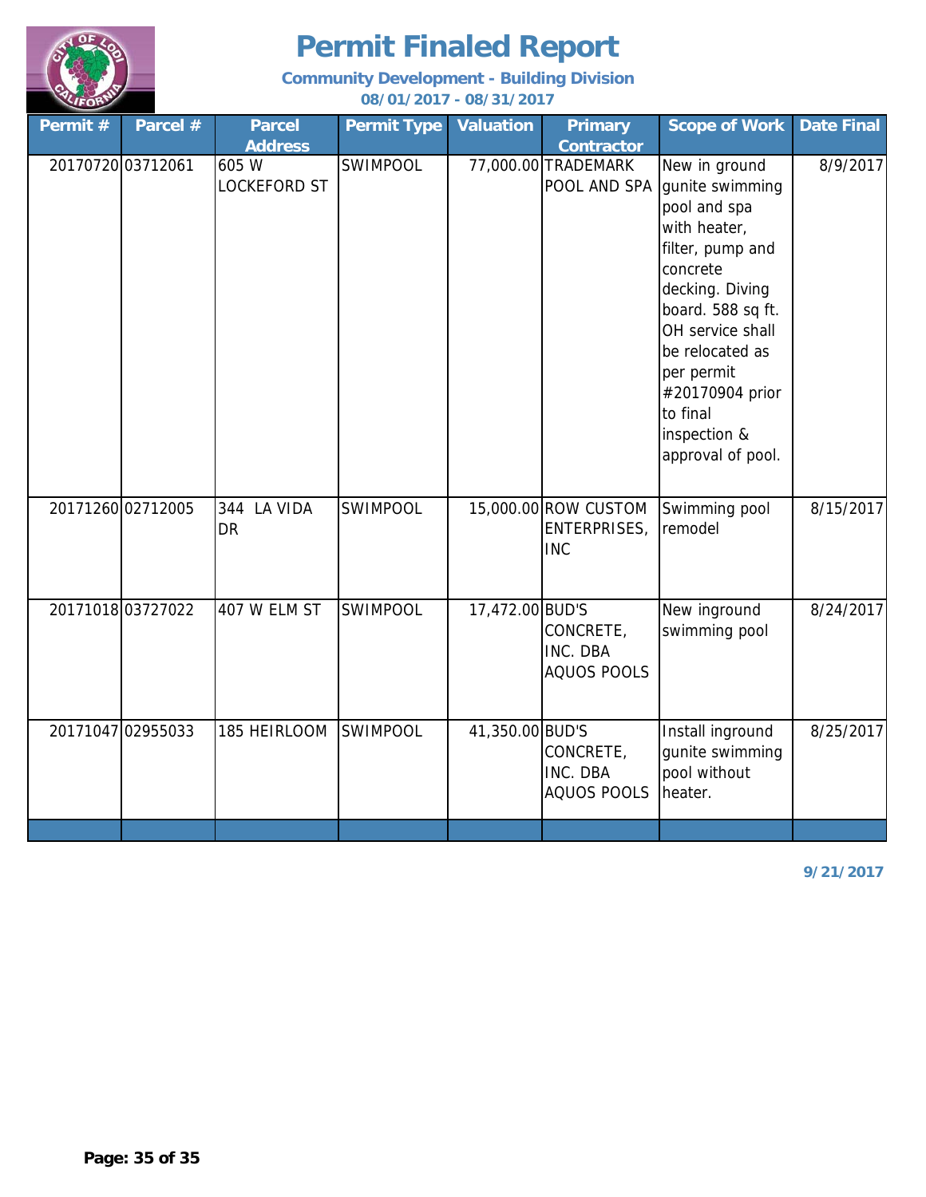# Permit Finaled Report

**Community Development - Building Division**

**08/01/2017 - 08/31/2017**

| Permit # | Parcel # | Parcel Address | Permit Type | Valuation | Primary Contractor | Scope of Work | Date Final |
|---|---|---|---|---|---|---|---|
| 20170720 | 03712061 | 605 W LOCKEFORD ST | SWIMPOOL | 77,000.00 | TRADEMARK POOL AND SPA | New in ground gunite swimming pool and spa with heater, filter, pump and concrete decking. Diving board. 588 sq ft. OH service shall be relocated as per permit #20170904 prior to final inspection & approval of pool. | 8/9/2017 |
| 20171260 | 02712005 | 344 LA VIDA DR | SWIMPOOL | 15,000.00 | ROW CUSTOM ENTERPRISES, INC | Swimming pool remodel | 8/15/2017 |
| 20171018 | 03727022 | 407 W ELM ST | SWIMPOOL | 17,472.00 | BUD'S CONCRETE, INC. DBA AQUOS POOLS | New inground swimming pool | 8/24/2017 |
| 20171047 | 02955033 | 185 HEIRLOOM | SWIMPOOL | 41,350.00 | BUD'S CONCRETE, INC. DBA AQUOS POOLS | Install inground gunite swimming pool without heater. | 8/25/2017 |

9/21/2017